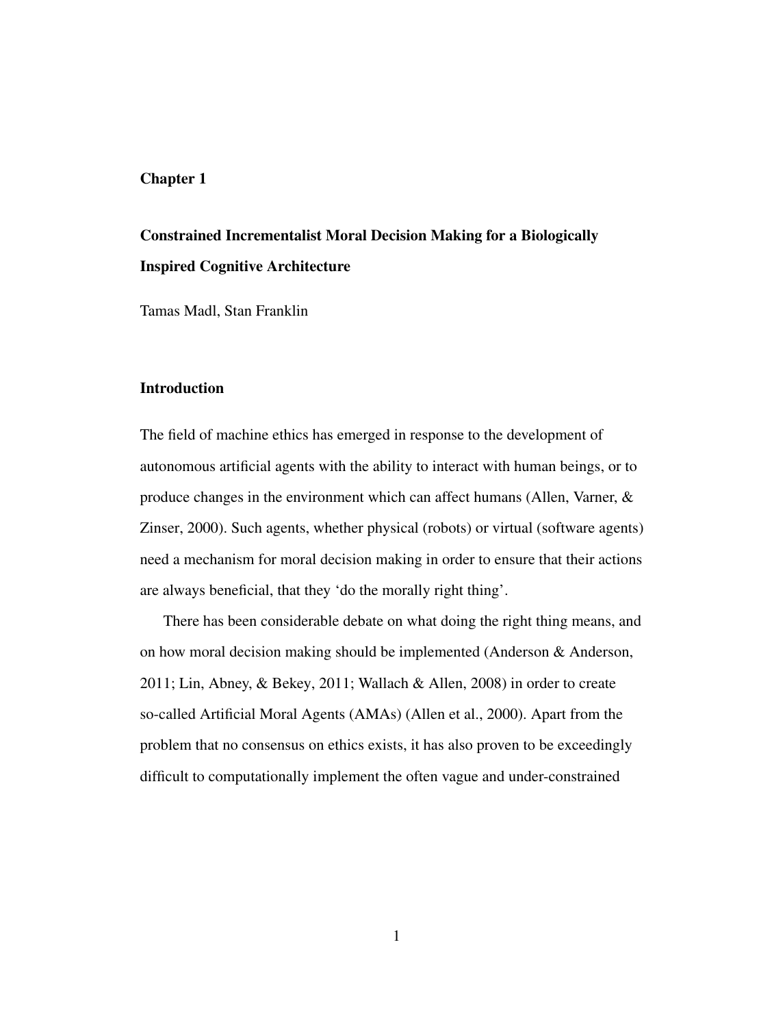## Chapter 1

# Constrained Incrementalist Moral Decision Making for a Biologically Inspired Cognitive Architecture

Tamas Madl, Stan Franklin

## Introduction

The field of machine ethics has emerged in response to the development of autonomous artificial agents with the ability to interact with human beings, or to produce changes in the environment which can affect humans (Allen, Varner, & Zinser, 2000). Such agents, whether physical (robots) or virtual (software agents) need a mechanism for moral decision making in order to ensure that their actions are always beneficial, that they 'do the morally right thing'.

There has been considerable debate on what doing the right thing means, and on how moral decision making should be implemented (Anderson & Anderson, 2011; Lin, Abney, & Bekey, 2011; Wallach & Allen, 2008) in order to create so-called Artificial Moral Agents (AMAs) (Allen et al., 2000). Apart from the problem that no consensus on ethics exists, it has also proven to be exceedingly difficult to computationally implement the often vague and under-constrained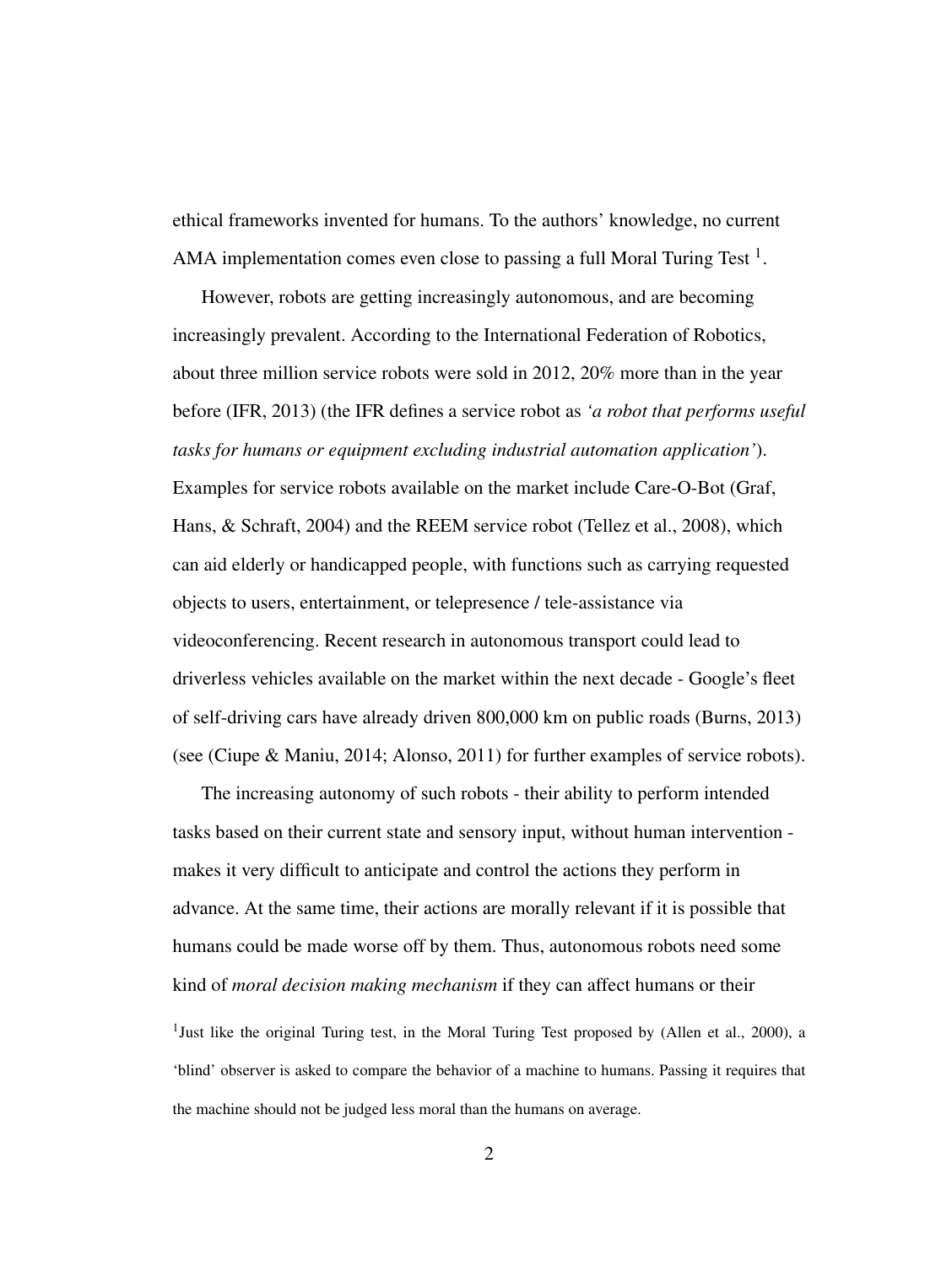ethical frameworks invented for humans. To the authors' knowledge, no current AMA implementation comes even close to passing a full Moral Turing Test [1].

However, robots are getting increasingly autonomous, and are becoming increasingly prevalent. According to the International Federation of Robotics, about three million service robots were sold in 2012, 20% more than in the year before (IFR, 2013) (the IFR defines a service robot as *'a robot that performs useful tasks for humans or equipment excluding industrial automation application'*). Examples for service robots available on the market include Care-O-Bot (Graf, Hans, & Schraft, 2004) and the REEM service robot (Tellez et al., 2008), which can aid elderly or handicapped people, with functions such as carrying requested objects to users, entertainment, or telepresence / tele-assistance via videoconferencing. Recent research in autonomous transport could lead to driverless vehicles available on the market within the next decade - Google's fleet of self-driving cars have already driven 800,000 km on public roads (Burns, 2013) (see (Ciupe & Maniu, 2014; Alonso, 2011) for further examples of service robots).

The increasing autonomy of such robots - their ability to perform intended tasks based on their current state and sensory input, without human intervention - makes it very difficult to anticipate and control the actions they perform in advance. At the same time, their actions are morally relevant if it is possible that humans could be made worse off by them. Thus, autonomous robots need some kind of *moral decision making mechanism* if they can affect humans or their

[1] Just like the original Turing test, in the Moral Turing Test proposed by (Allen et al., 2000), a 'blind' observer is asked to compare the behavior of a machine to humans. Passing it requires that the machine should not be judged less moral than the humans on average.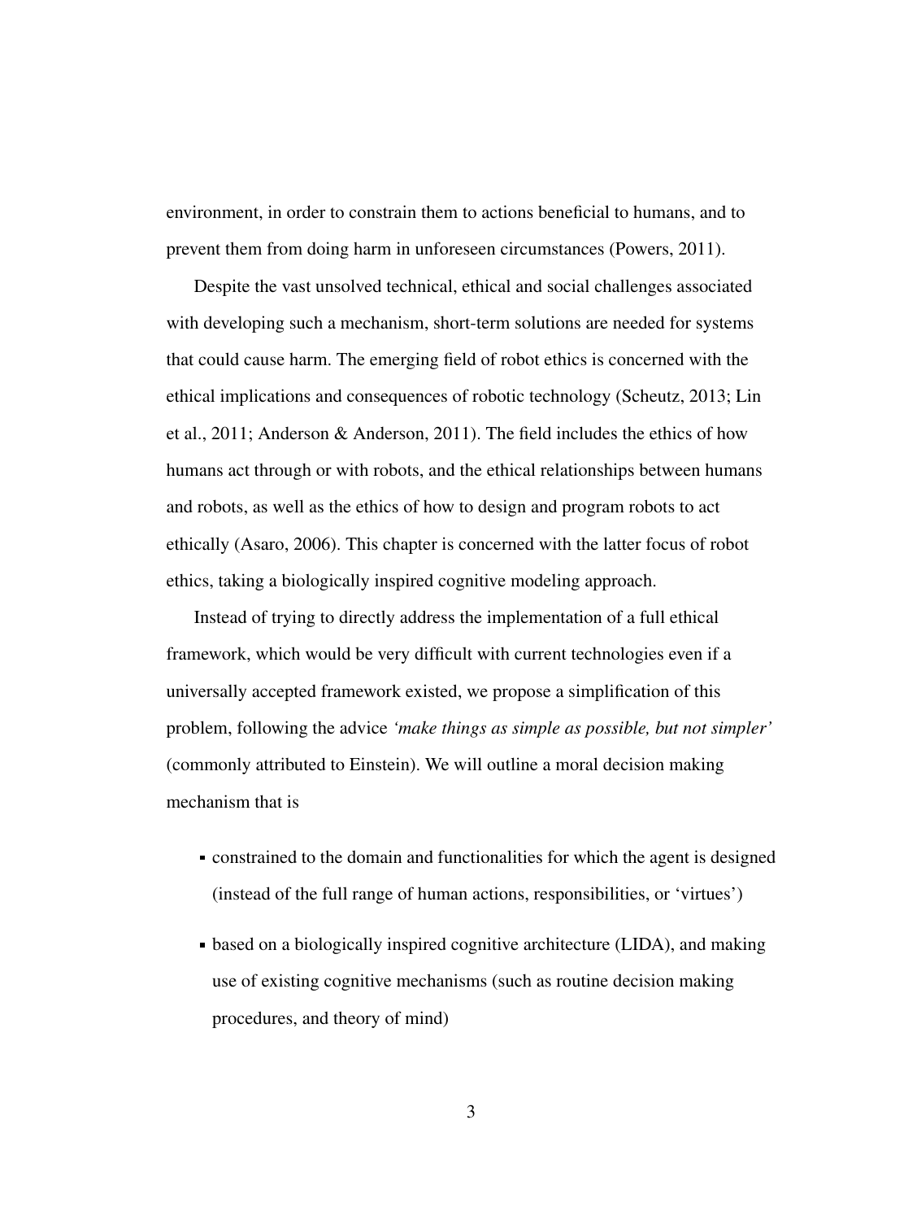environment, in order to constrain them to actions beneficial to humans, and to prevent them from doing harm in unforeseen circumstances (Powers, 2011).

Despite the vast unsolved technical, ethical and social challenges associated with developing such a mechanism, short-term solutions are needed for systems that could cause harm. The emerging field of robot ethics is concerned with the ethical implications and consequences of robotic technology (Scheutz, 2013; Lin et al., 2011; Anderson & Anderson, 2011). The field includes the ethics of how humans act through or with robots, and the ethical relationships between humans and robots, as well as the ethics of how to design and program robots to act ethically (Asaro, 2006). This chapter is concerned with the latter focus of robot ethics, taking a biologically inspired cognitive modeling approach.

Instead of trying to directly address the implementation of a full ethical framework, which would be very difficult with current technologies even if a universally accepted framework existed, we propose a simplification of this problem, following the advice *'make things as simple as possible, but not simpler'* (commonly attributed to Einstein). We will outline a moral decision making mechanism that is

- constrained to the domain and functionalities for which the agent is designed (instead of the full range of human actions, responsibilities, or 'virtues')
- based on a biologically inspired cognitive architecture (LIDA), and making use of existing cognitive mechanisms (such as routine decision making procedures, and theory of mind)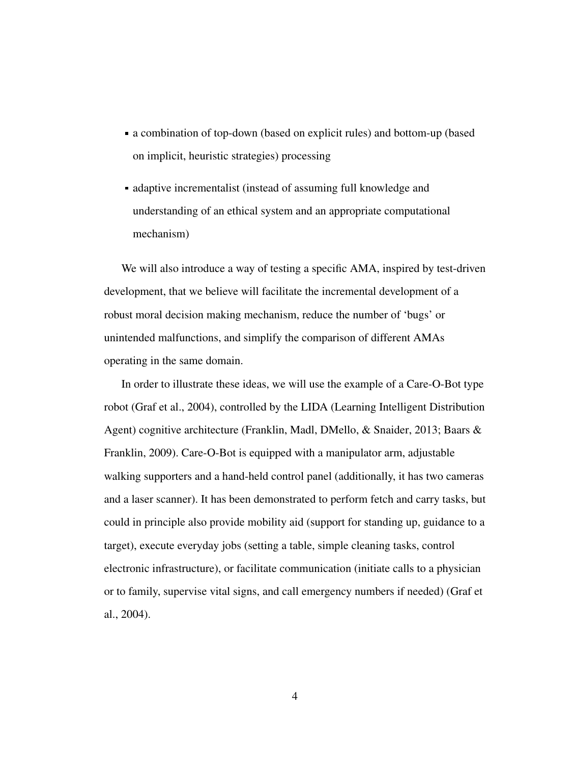- a combination of top-down (based on explicit rules) and bottom-up (based on implicit, heuristic strategies) processing
- adaptive incrementalist (instead of assuming full knowledge and understanding of an ethical system and an appropriate computational mechanism)

We will also introduce a way of testing a specific AMA, inspired by test-driven development, that we believe will facilitate the incremental development of a robust moral decision making mechanism, reduce the number of 'bugs' or unintended malfunctions, and simplify the comparison of different AMAs operating in the same domain.

In order to illustrate these ideas, we will use the example of a Care-O-Bot type robot (Graf et al., 2004), controlled by the LIDA (Learning Intelligent Distribution Agent) cognitive architecture (Franklin, Madl, DMello, & Snaider, 2013; Baars & Franklin, 2009). Care-O-Bot is equipped with a manipulator arm, adjustable walking supporters and a hand-held control panel (additionally, it has two cameras and a laser scanner). It has been demonstrated to perform fetch and carry tasks, but could in principle also provide mobility aid (support for standing up, guidance to a target), execute everyday jobs (setting a table, simple cleaning tasks, control electronic infrastructure), or facilitate communication (initiate calls to a physician or to family, supervise vital signs, and call emergency numbers if needed) (Graf et al., 2004).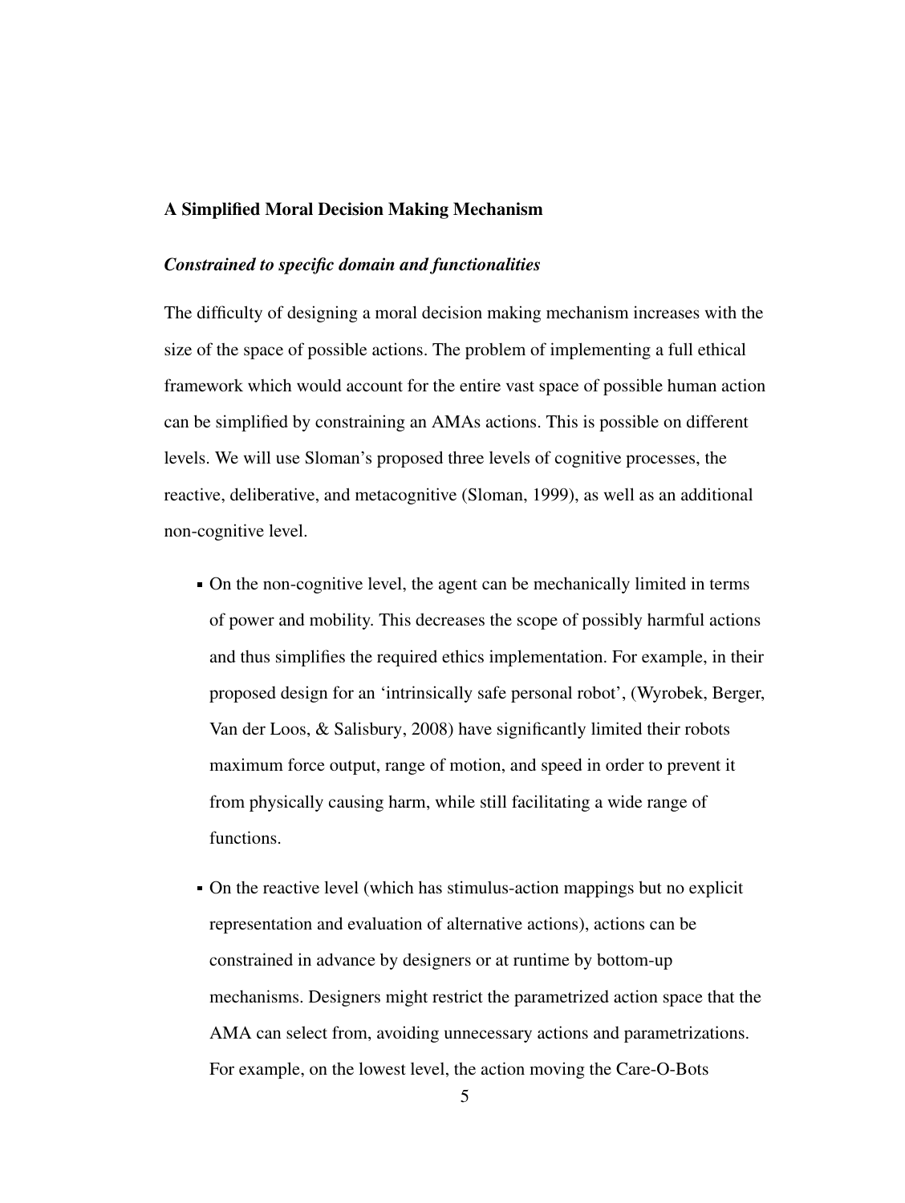## A Simplified Moral Decision Making Mechanism

### *Constrained to specific domain and functionalities*

The difficulty of designing a moral decision making mechanism increases with the size of the space of possible actions. The problem of implementing a full ethical framework which would account for the entire vast space of possible human action can be simplified by constraining an AMAs actions. This is possible on different levels. We will use Sloman's proposed three levels of cognitive processes, the reactive, deliberative, and metacognitive (Sloman, 1999), as well as an additional non-cognitive level.

- On the non-cognitive level, the agent can be mechanically limited in terms of power and mobility. This decreases the scope of possibly harmful actions and thus simplifies the required ethics implementation. For example, in their proposed design for an 'intrinsically safe personal robot', (Wyrobek, Berger, Van der Loos, & Salisbury, 2008) have significantly limited their robots maximum force output, range of motion, and speed in order to prevent it from physically causing harm, while still facilitating a wide range of functions.
- On the reactive level (which has stimulus-action mappings but no explicit representation and evaluation of alternative actions), actions can be constrained in advance by designers or at runtime by bottom-up mechanisms. Designers might restrict the parametrized action space that the AMA can select from, avoiding unnecessary actions and parametrizations. For example, on the lowest level, the action moving the Care-O-Bots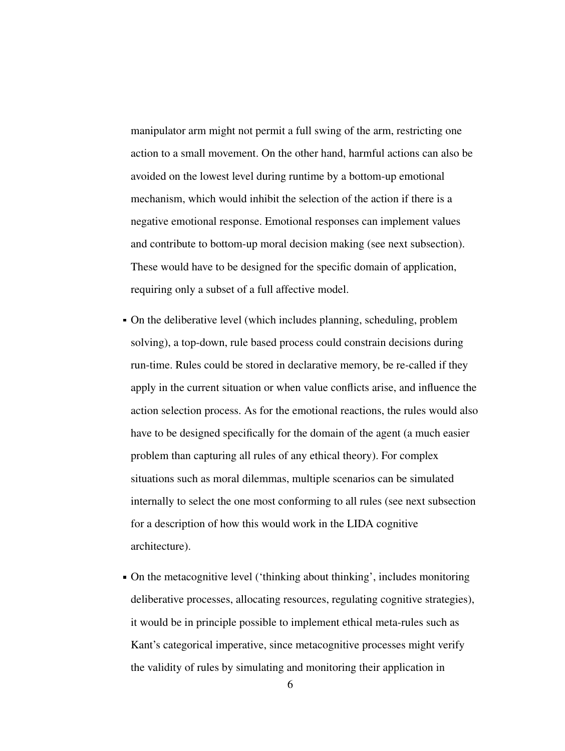manipulator arm might not permit a full swing of the arm, restricting one action to a small movement. On the other hand, harmful actions can also be avoided on the lowest level during runtime by a bottom-up emotional mechanism, which would inhibit the selection of the action if there is a negative emotional response. Emotional responses can implement values and contribute to bottom-up moral decision making (see next subsection). These would have to be designed for the specific domain of application, requiring only a subset of a full affective model.

- On the deliberative level (which includes planning, scheduling, problem solving), a top-down, rule based process could constrain decisions during run-time. Rules could be stored in declarative memory, be re-called if they apply in the current situation or when value conflicts arise, and influence the action selection process. As for the emotional reactions, the rules would also have to be designed specifically for the domain of the agent (a much easier problem than capturing all rules of any ethical theory). For complex situations such as moral dilemmas, multiple scenarios can be simulated internally to select the one most conforming to all rules (see next subsection for a description of how this would work in the LIDA cognitive architecture).
- On the metacognitive level ('thinking about thinking', includes monitoring deliberative processes, allocating resources, regulating cognitive strategies), it would be in principle possible to implement ethical meta-rules such as Kant's categorical imperative, since metacognitive processes might verify the validity of rules by simulating and monitoring their application in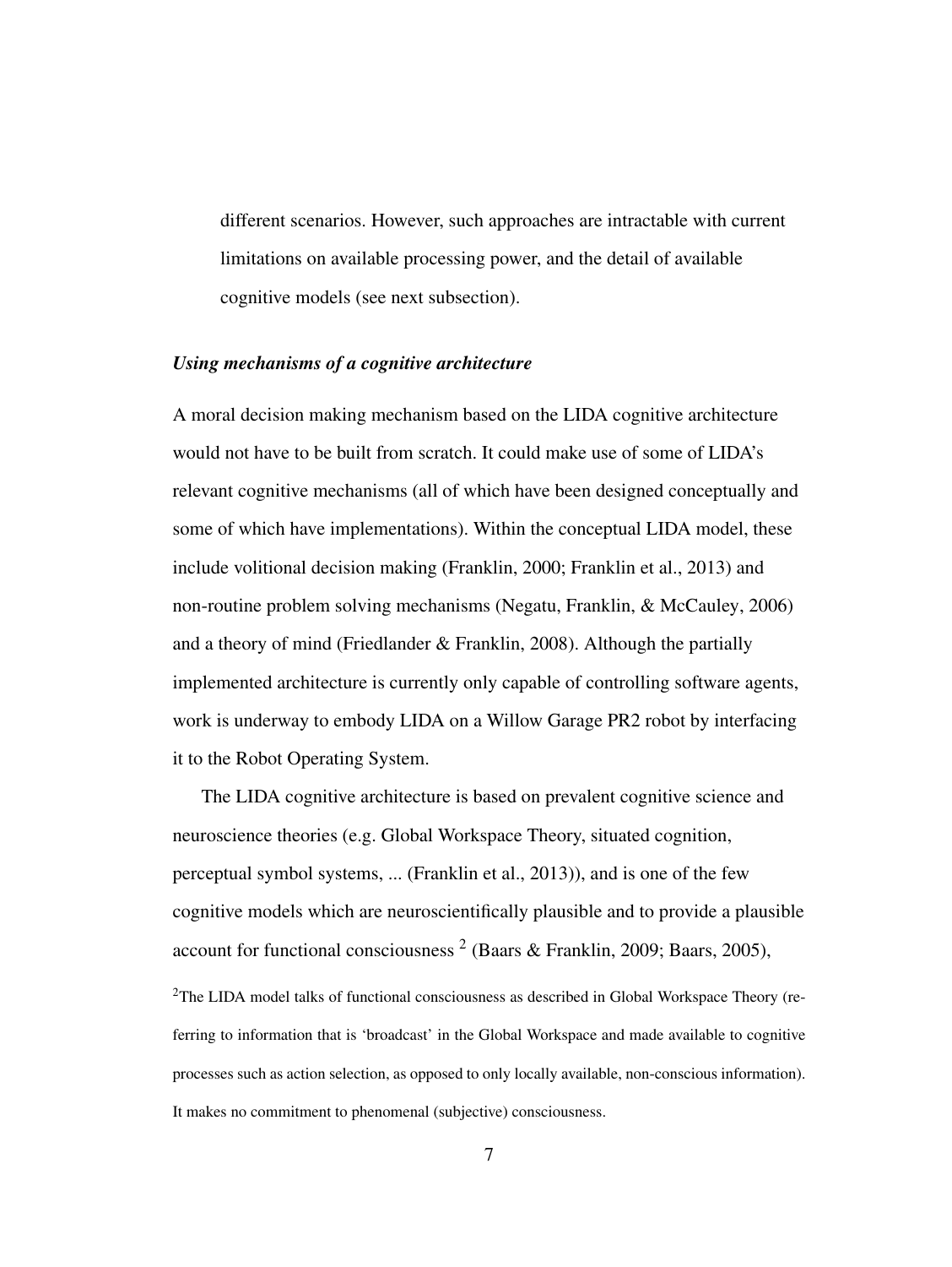different scenarios. However, such approaches are intractable with current limitations on available processing power, and the detail of available cognitive models (see next subsection).

### *Using mechanisms of a cognitive architecture*

A moral decision making mechanism based on the LIDA cognitive architecture would not have to be built from scratch. It could make use of some of LIDA's relevant cognitive mechanisms (all of which have been designed conceptually and some of which have implementations). Within the conceptual LIDA model, these include volitional decision making (Franklin, 2000; Franklin et al., 2013) and non-routine problem solving mechanisms (Negatu, Franklin, & McCauley, 2006) and a theory of mind (Friedlander & Franklin, 2008). Although the partially implemented architecture is currently only capable of controlling software agents, work is underway to embody LIDA on a Willow Garage PR2 robot by interfacing it to the Robot Operating System.

The LIDA cognitive architecture is based on prevalent cognitive science and neuroscience theories (e.g. Global Workspace Theory, situated cognition, perceptual symbol systems, ... (Franklin et al., 2013)), and is one of the few cognitive models which are neuroscientifically plausible and to provide a plausible account for functional consciousness [2] (Baars & Franklin, 2009; Baars, 2005),

[2] The LIDA model talks of functional consciousness as described in Global Workspace Theory (referring to information that is 'broadcast' in the Global Workspace and made available to cognitive processes such as action selection, as opposed to only locally available, non-conscious information). It makes no commitment to phenomenal (subjective) consciousness.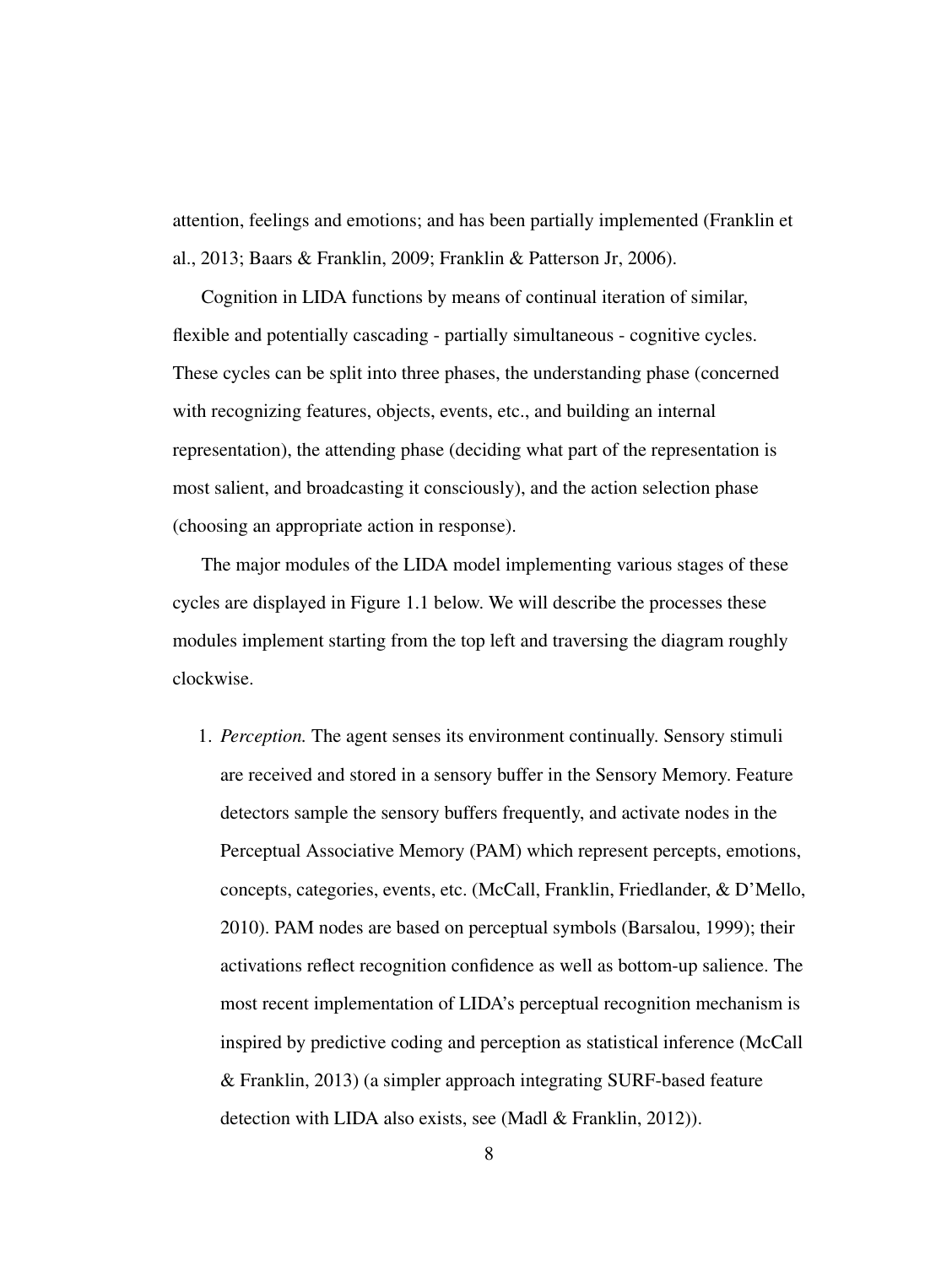attention, feelings and emotions; and has been partially implemented (Franklin et al., 2013; Baars & Franklin, 2009; Franklin & Patterson Jr, 2006).

Cognition in LIDA functions by means of continual iteration of similar, flexible and potentially cascading - partially simultaneous - cognitive cycles. These cycles can be split into three phases, the understanding phase (concerned with recognizing features, objects, events, etc., and building an internal representation), the attending phase (deciding what part of the representation is most salient, and broadcasting it consciously), and the action selection phase (choosing an appropriate action in response).

The major modules of the LIDA model implementing various stages of these cycles are displayed in Figure 1.1 below. We will describe the processes these modules implement starting from the top left and traversing the diagram roughly clockwise.

1. *Perception.* The agent senses its environment continually. Sensory stimuli are received and stored in a sensory buffer in the Sensory Memory. Feature detectors sample the sensory buffers frequently, and activate nodes in the Perceptual Associative Memory (PAM) which represent percepts, emotions, concepts, categories, events, etc. (McCall, Franklin, Friedlander, & D'Mello, 2010). PAM nodes are based on perceptual symbols (Barsalou, 1999); their activations reflect recognition confidence as well as bottom-up salience. The most recent implementation of LIDA's perceptual recognition mechanism is inspired by predictive coding and perception as statistical inference (McCall & Franklin, 2013) (a simpler approach integrating SURF-based feature detection with LIDA also exists, see (Madl & Franklin, 2012)).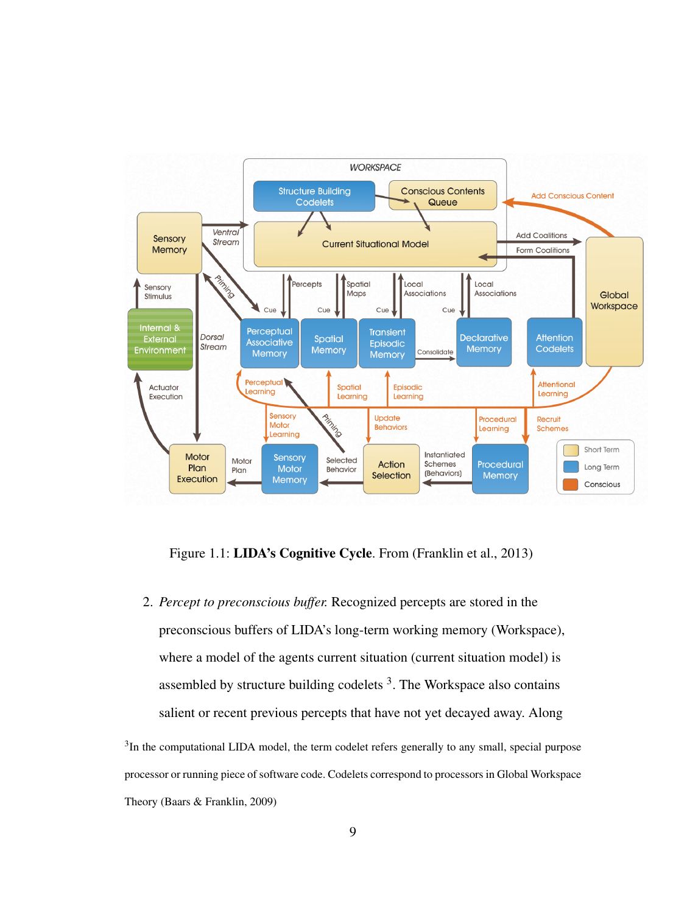Figure 1.1: **LIDA's Cognitive Cycle**. From (Franklin et al., 2013)

2. *Percept to preconscious buffer.* Recognized percepts are stored in the preconscious buffers of LIDA's long-term working memory (Workspace), where a model of the agents current situation (current situation model) is assembled by structure building codelets [3]. The Workspace also contains salient or recent previous percepts that have not yet decayed away. Along

[3] In the computational LIDA model, the term codelet refers generally to any small, special purpose processor or running piece of software code. Codelets correspond to processors in Global Workspace Theory (Baars & Franklin, 2009)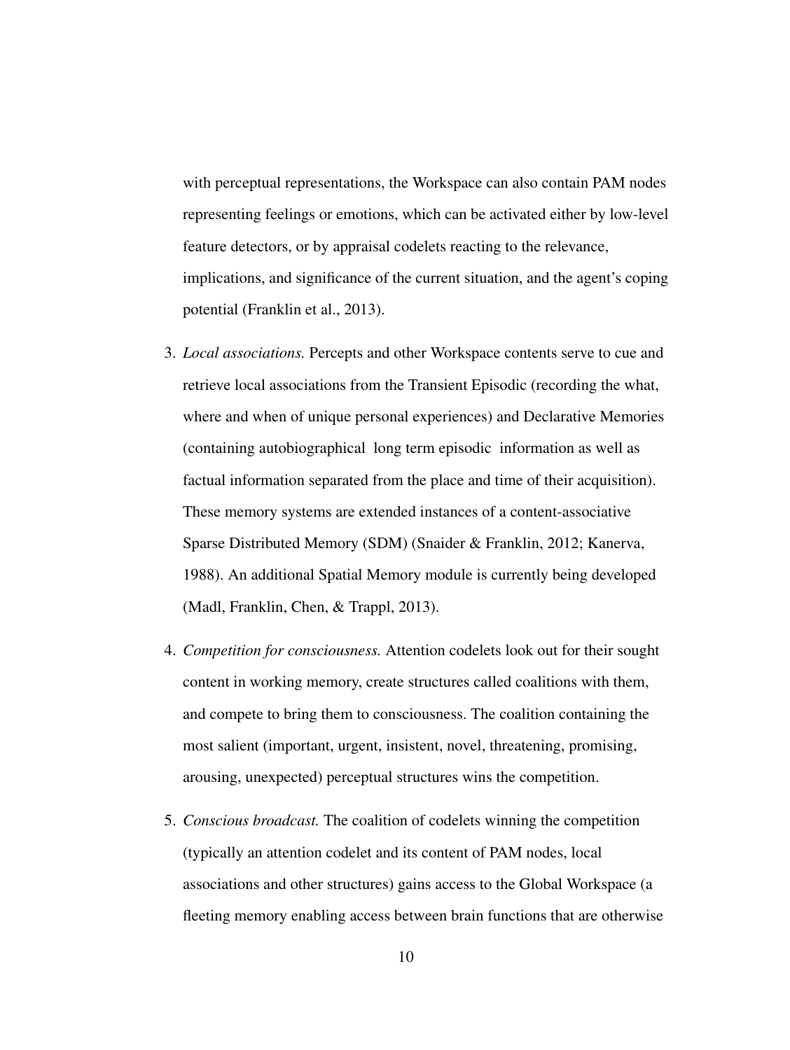with perceptual representations, the Workspace can also contain PAM nodes representing feelings or emotions, which can be activated either by low-level feature detectors, or by appraisal codelets reacting to the relevance, implications, and significance of the current situation, and the agent's coping potential (Franklin et al., 2013).

3. *Local associations.* Percepts and other Workspace contents serve to cue and retrieve local associations from the Transient Episodic (recording the what, where and when of unique personal experiences) and Declarative Memories (containing autobiographical long term episodic information as well as factual information separated from the place and time of their acquisition). These memory systems are extended instances of a content-associative Sparse Distributed Memory (SDM) (Snaider & Franklin, 2012; Kanerva, 1988). An additional Spatial Memory module is currently being developed (Madl, Franklin, Chen, & Trappl, 2013).

4. *Competition for consciousness.* Attention codelets look out for their sought content in working memory, create structures called coalitions with them, and compete to bring them to consciousness. The coalition containing the most salient (important, urgent, insistent, novel, threatening, promising, arousing, unexpected) perceptual structures wins the competition.

5. *Conscious broadcast.* The coalition of codelets winning the competition (typically an attention codelet and its content of PAM nodes, local associations and other structures) gains access to the Global Workspace (a fleeting memory enabling access between brain functions that are otherwise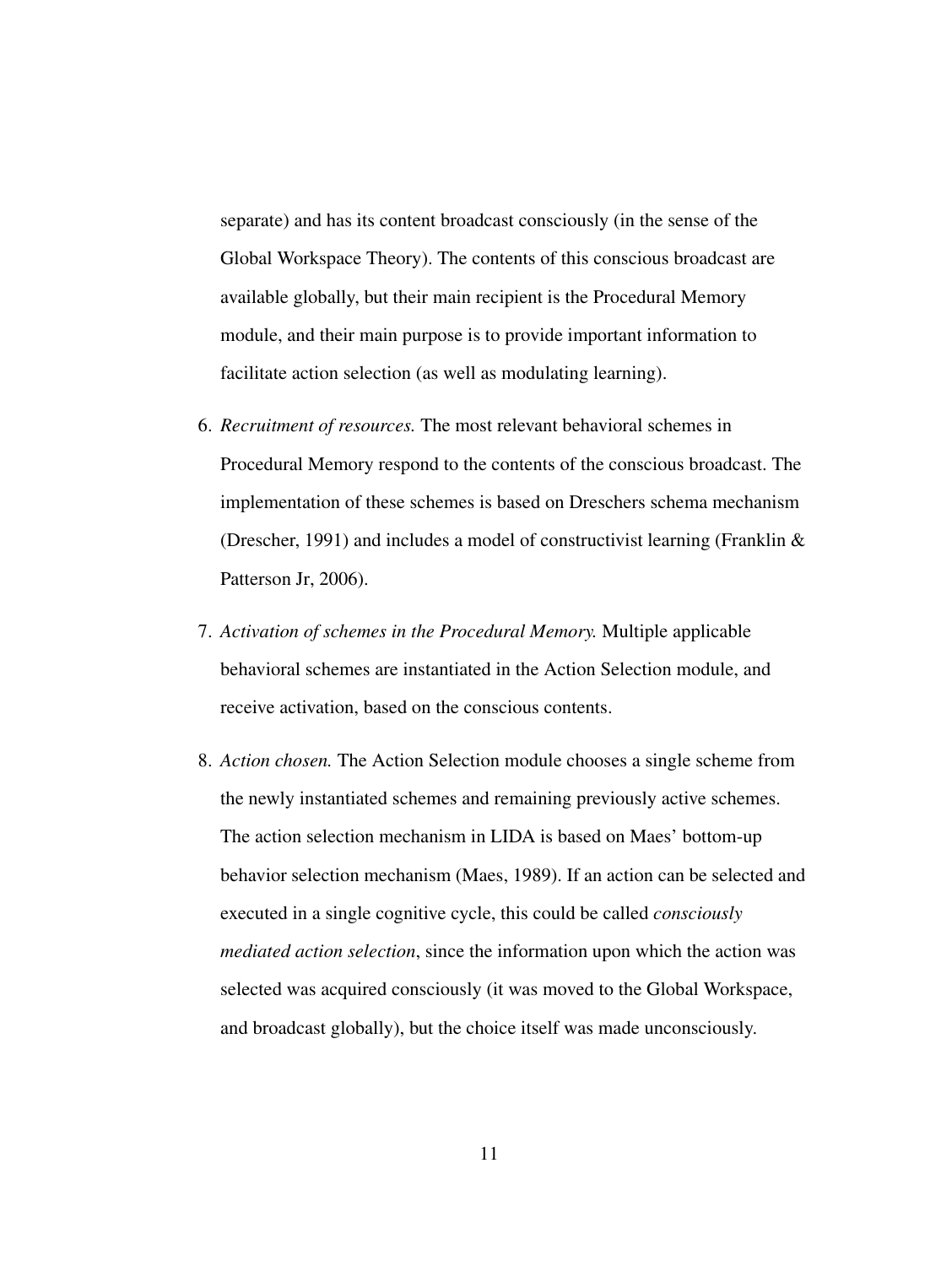separate) and has its content broadcast consciously (in the sense of the Global Workspace Theory). The contents of this conscious broadcast are available globally, but their main recipient is the Procedural Memory module, and their main purpose is to provide important information to facilitate action selection (as well as modulating learning).

6. *Recruitment of resources.* The most relevant behavioral schemes in Procedural Memory respond to the contents of the conscious broadcast. The implementation of these schemes is based on Dreschers schema mechanism (Drescher, 1991) and includes a model of constructivist learning (Franklin & Patterson Jr, 2006).

7. *Activation of schemes in the Procedural Memory.* Multiple applicable behavioral schemes are instantiated in the Action Selection module, and receive activation, based on the conscious contents.

8. *Action chosen.* The Action Selection module chooses a single scheme from the newly instantiated schemes and remaining previously active schemes. The action selection mechanism in LIDA is based on Maes' bottom-up behavior selection mechanism (Maes, 1989). If an action can be selected and executed in a single cognitive cycle, this could be called *consciously mediated action selection*, since the information upon which the action was selected was acquired consciously (it was moved to the Global Workspace, and broadcast globally), but the choice itself was made unconsciously.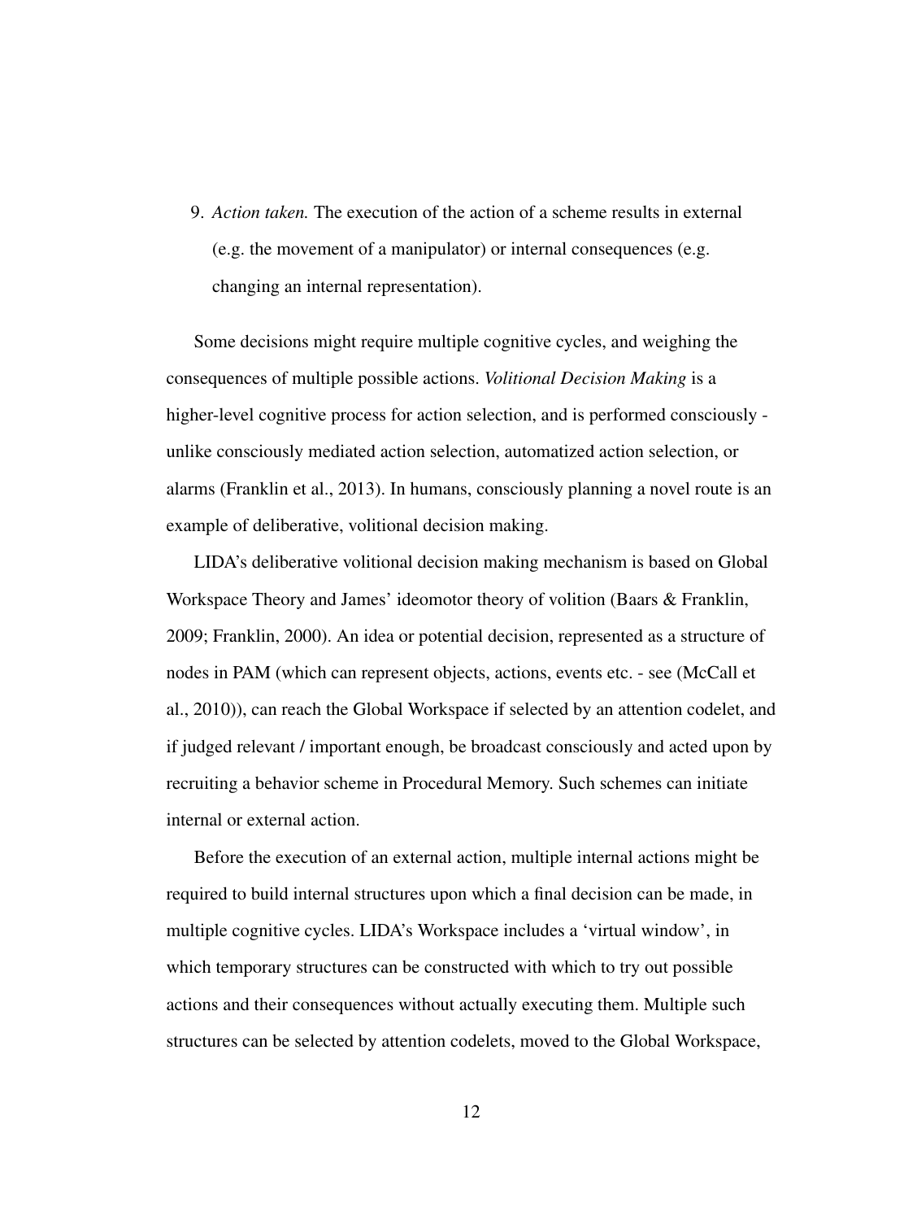9. *Action taken.* The execution of the action of a scheme results in external (e.g. the movement of a manipulator) or internal consequences (e.g. changing an internal representation).

Some decisions might require multiple cognitive cycles, and weighing the consequences of multiple possible actions. *Volitional Decision Making* is a higher-level cognitive process for action selection, and is performed consciously - unlike consciously mediated action selection, automatized action selection, or alarms (Franklin et al., 2013). In humans, consciously planning a novel route is an example of deliberative, volitional decision making.

LIDA's deliberative volitional decision making mechanism is based on Global Workspace Theory and James' ideomotor theory of volition (Baars & Franklin, 2009; Franklin, 2000). An idea or potential decision, represented as a structure of nodes in PAM (which can represent objects, actions, events etc. - see (McCall et al., 2010)), can reach the Global Workspace if selected by an attention codelet, and if judged relevant / important enough, be broadcast consciously and acted upon by recruiting a behavior scheme in Procedural Memory. Such schemes can initiate internal or external action.

Before the execution of an external action, multiple internal actions might be required to build internal structures upon which a final decision can be made, in multiple cognitive cycles. LIDA's Workspace includes a 'virtual window', in which temporary structures can be constructed with which to try out possible actions and their consequences without actually executing them. Multiple such structures can be selected by attention codelets, moved to the Global Workspace,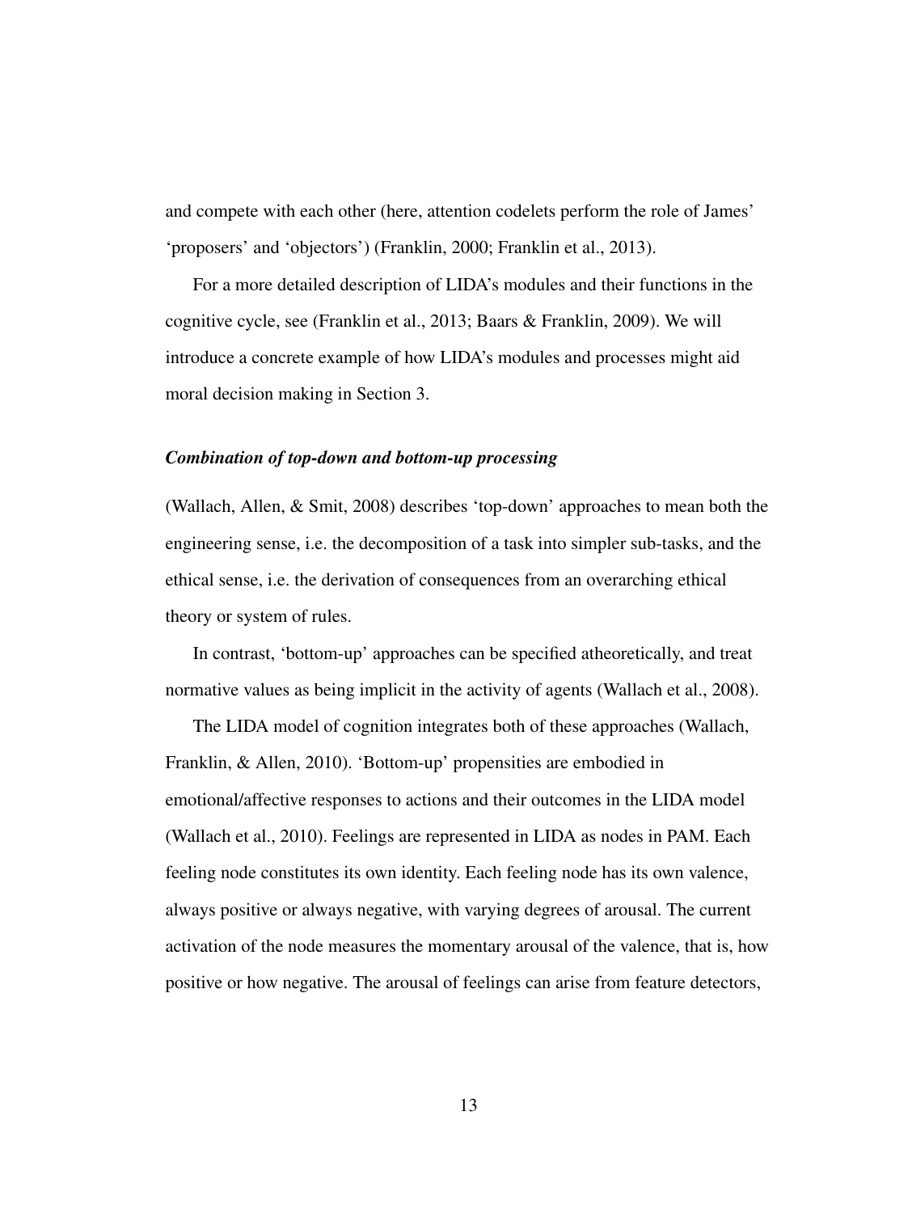and compete with each other (here, attention codelets perform the role of James' 'proposers' and 'objectors') (Franklin, 2000; Franklin et al., 2013).

For a more detailed description of LIDA's modules and their functions in the cognitive cycle, see (Franklin et al., 2013; Baars & Franklin, 2009). We will introduce a concrete example of how LIDA's modules and processes might aid moral decision making in Section 3.

***Combination of top-down and bottom-up processing***

(Wallach, Allen, & Smit, 2008) describes 'top-down' approaches to mean both the engineering sense, i.e. the decomposition of a task into simpler sub-tasks, and the ethical sense, i.e. the derivation of consequences from an overarching ethical theory or system of rules.

In contrast, 'bottom-up' approaches can be specified atheoretically, and treat normative values as being implicit in the activity of agents (Wallach et al., 2008).

The LIDA model of cognition integrates both of these approaches (Wallach, Franklin, & Allen, 2010). 'Bottom-up' propensities are embodied in emotional/affective responses to actions and their outcomes in the LIDA model (Wallach et al., 2010). Feelings are represented in LIDA as nodes in PAM. Each feeling node constitutes its own identity. Each feeling node has its own valence, always positive or always negative, with varying degrees of arousal. The current activation of the node measures the momentary arousal of the valence, that is, how positive or how negative. The arousal of feelings can arise from feature detectors,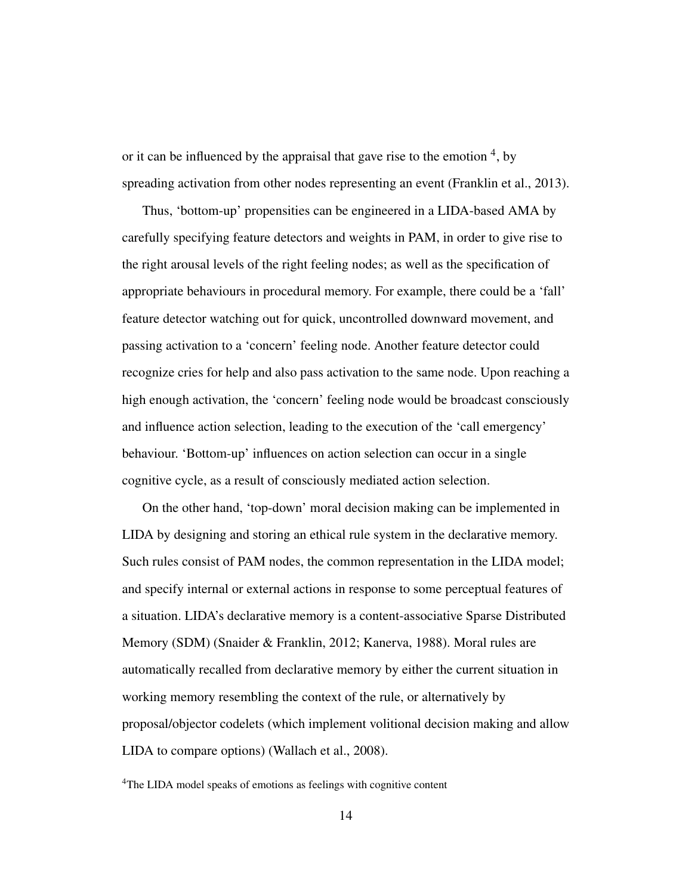or it can be influenced by the appraisal that gave rise to the emotion [4], by spreading activation from other nodes representing an event (Franklin et al., 2013).

Thus, 'bottom-up' propensities can be engineered in a LIDA-based AMA by carefully specifying feature detectors and weights in PAM, in order to give rise to the right arousal levels of the right feeling nodes; as well as the specification of appropriate behaviours in procedural memory. For example, there could be a 'fall' feature detector watching out for quick, uncontrolled downward movement, and passing activation to a 'concern' feeling node. Another feature detector could recognize cries for help and also pass activation to the same node. Upon reaching a high enough activation, the 'concern' feeling node would be broadcast consciously and influence action selection, leading to the execution of the 'call emergency' behaviour. 'Bottom-up' influences on action selection can occur in a single cognitive cycle, as a result of consciously mediated action selection.

On the other hand, 'top-down' moral decision making can be implemented in LIDA by designing and storing an ethical rule system in the declarative memory. Such rules consist of PAM nodes, the common representation in the LIDA model; and specify internal or external actions in response to some perceptual features of a situation. LIDA's declarative memory is a content-associative Sparse Distributed Memory (SDM) (Snaider & Franklin, 2012; Kanerva, 1988). Moral rules are automatically recalled from declarative memory by either the current situation in working memory resembling the context of the rule, or alternatively by proposal/objector codelets (which implement volitional decision making and allow LIDA to compare options) (Wallach et al., 2008).

[4] The LIDA model speaks of emotions as feelings with cognitive content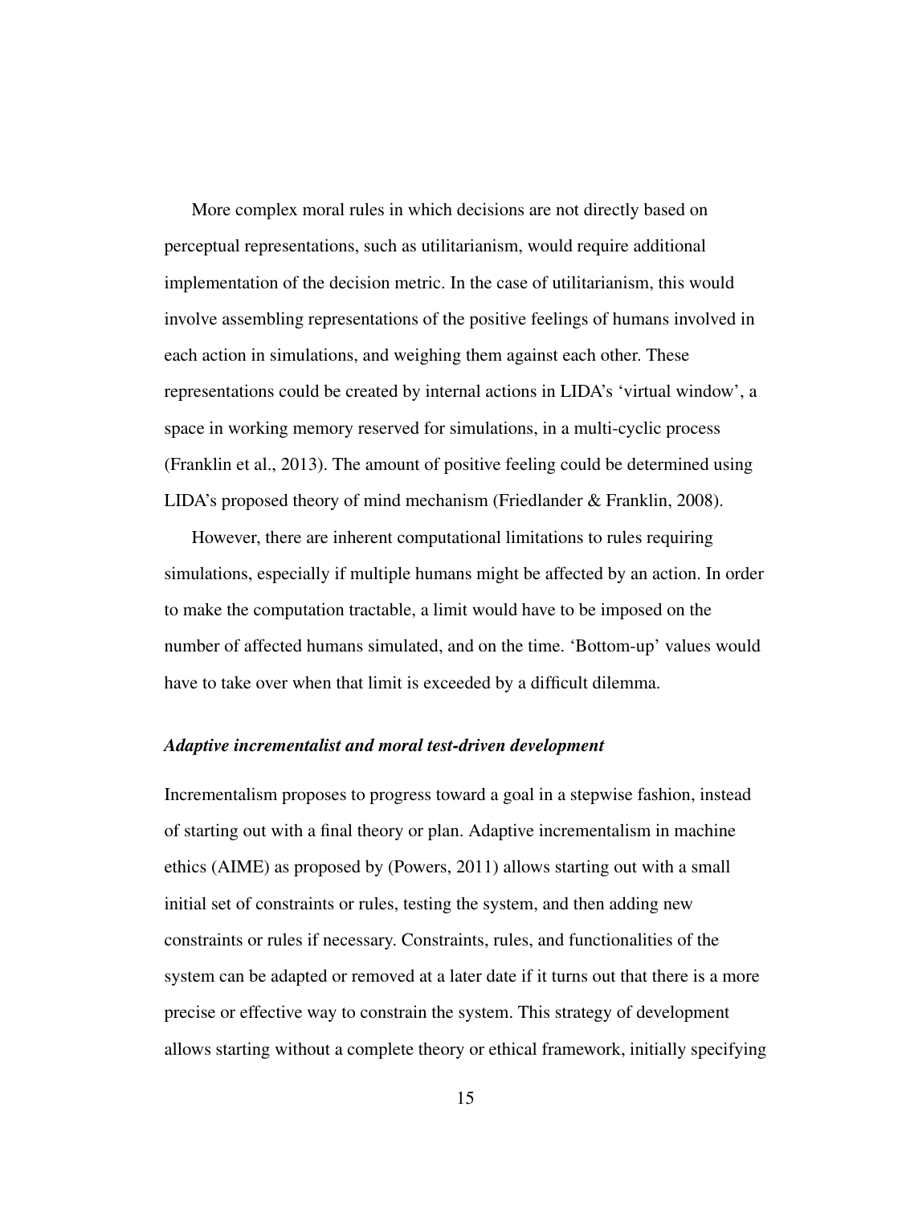More complex moral rules in which decisions are not directly based on perceptual representations, such as utilitarianism, would require additional implementation of the decision metric. In the case of utilitarianism, this would involve assembling representations of the positive feelings of humans involved in each action in simulations, and weighing them against each other. These representations could be created by internal actions in LIDA's 'virtual window', a space in working memory reserved for simulations, in a multi-cyclic process (Franklin et al., 2013). The amount of positive feeling could be determined using LIDA's proposed theory of mind mechanism (Friedlander & Franklin, 2008).

However, there are inherent computational limitations to rules requiring simulations, especially if multiple humans might be affected by an action. In order to make the computation tractable, a limit would have to be imposed on the number of affected humans simulated, and on the time. 'Bottom-up' values would have to take over when that limit is exceeded by a difficult dilemma.

### *Adaptive incrementalist and moral test-driven development*

Incrementalism proposes to progress toward a goal in a stepwise fashion, instead of starting out with a final theory or plan. Adaptive incrementalism in machine ethics (AIME) as proposed by (Powers, 2011) allows starting out with a small initial set of constraints or rules, testing the system, and then adding new constraints or rules if necessary. Constraints, rules, and functionalities of the system can be adapted or removed at a later date if it turns out that there is a more precise or effective way to constrain the system. This strategy of development allows starting without a complete theory or ethical framework, initially specifying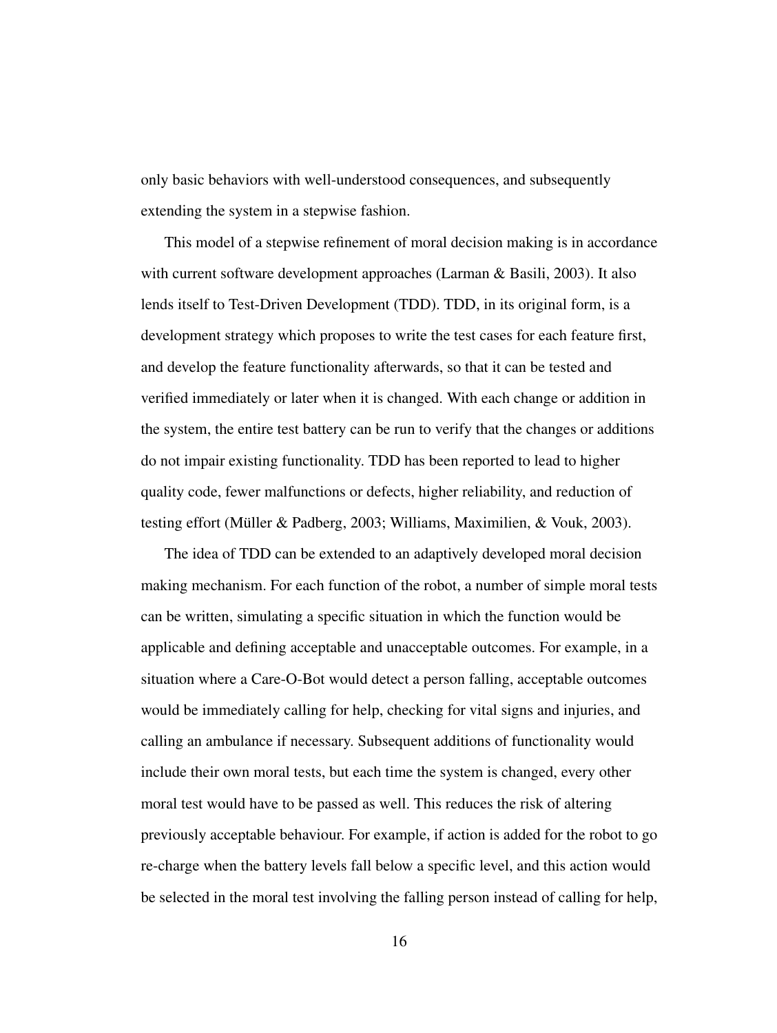only basic behaviors with well-understood consequences, and subsequently extending the system in a stepwise fashion.

This model of a stepwise refinement of moral decision making is in accordance with current software development approaches (Larman & Basili, 2003). It also lends itself to Test-Driven Development (TDD). TDD, in its original form, is a development strategy which proposes to write the test cases for each feature first, and develop the feature functionality afterwards, so that it can be tested and verified immediately or later when it is changed. With each change or addition in the system, the entire test battery can be run to verify that the changes or additions do not impair existing functionality. TDD has been reported to lead to higher quality code, fewer malfunctions or defects, higher reliability, and reduction of testing effort (Müller & Padberg, 2003; Williams, Maximilien, & Vouk, 2003).

The idea of TDD can be extended to an adaptively developed moral decision making mechanism. For each function of the robot, a number of simple moral tests can be written, simulating a specific situation in which the function would be applicable and defining acceptable and unacceptable outcomes. For example, in a situation where a Care-O-Bot would detect a person falling, acceptable outcomes would be immediately calling for help, checking for vital signs and injuries, and calling an ambulance if necessary. Subsequent additions of functionality would include their own moral tests, but each time the system is changed, every other moral test would have to be passed as well. This reduces the risk of altering previously acceptable behaviour. For example, if action is added for the robot to go re-charge when the battery levels fall below a specific level, and this action would be selected in the moral test involving the falling person instead of calling for help,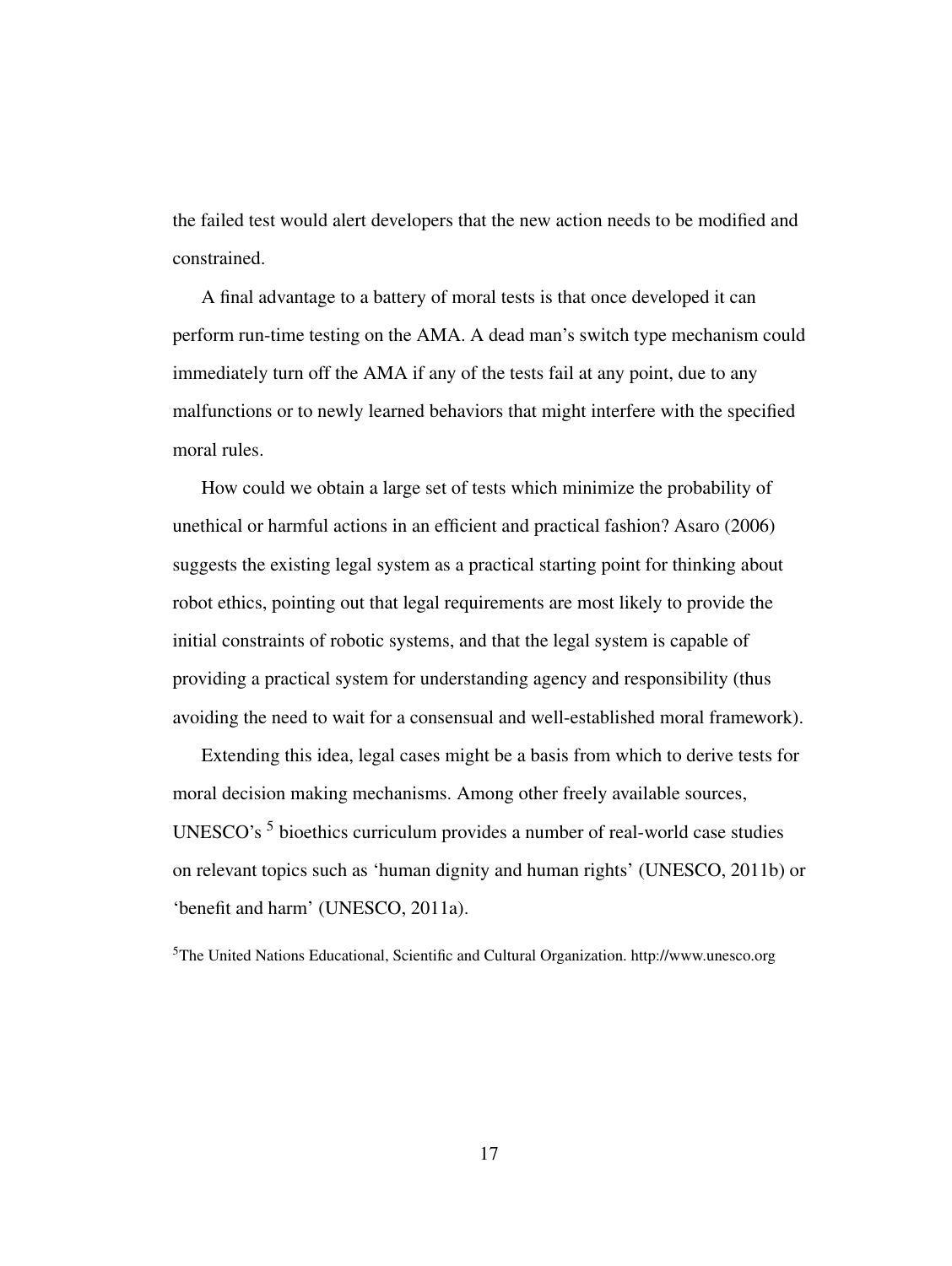the failed test would alert developers that the new action needs to be modified and constrained.

A final advantage to a battery of moral tests is that once developed it can perform run-time testing on the AMA. A dead man's switch type mechanism could immediately turn off the AMA if any of the tests fail at any point, due to any malfunctions or to newly learned behaviors that might interfere with the specified moral rules.

How could we obtain a large set of tests which minimize the probability of unethical or harmful actions in an efficient and practical fashion? Asaro (2006) suggests the existing legal system as a practical starting point for thinking about robot ethics, pointing out that legal requirements are most likely to provide the initial constraints of robotic systems, and that the legal system is capable of providing a practical system for understanding agency and responsibility (thus avoiding the need to wait for a consensual and well-established moral framework).

Extending this idea, legal cases might be a basis from which to derive tests for moral decision making mechanisms. Among other freely available sources, UNESCO's [5] bioethics curriculum provides a number of real-world case studies on relevant topics such as 'human dignity and human rights' (UNESCO, 2011b) or 'benefit and harm' (UNESCO, 2011a).

[5] The United Nations Educational, Scientific and Cultural Organization. http://www.unesco.org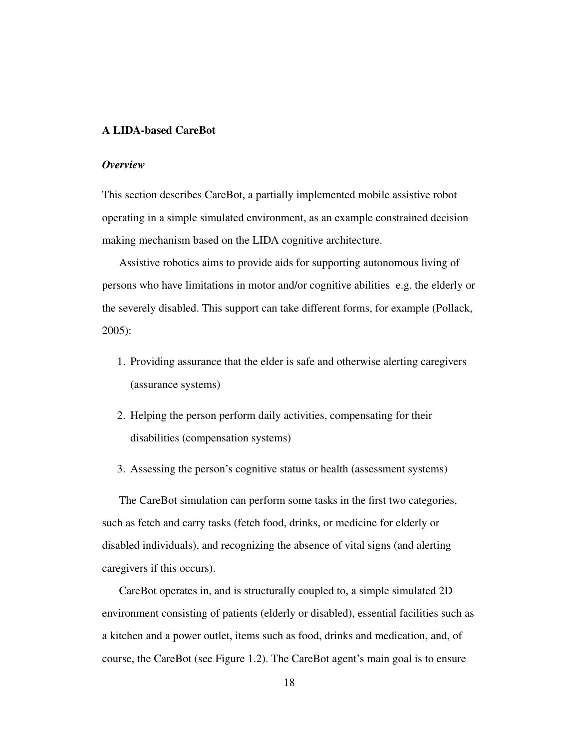## A LIDA-based CareBot

### *Overview*

This section describes CareBot, a partially implemented mobile assistive robot operating in a simple simulated environment, as an example constrained decision making mechanism based on the LIDA cognitive architecture.

Assistive robotics aims to provide aids for supporting autonomous living of persons who have limitations in motor and/or cognitive abilities e.g. the elderly or the severely disabled. This support can take different forms, for example (Pollack, 2005):

1. Providing assurance that the elder is safe and otherwise alerting caregivers (assurance systems)
2. Helping the person perform daily activities, compensating for their disabilities (compensation systems)
3. Assessing the person's cognitive status or health (assessment systems)

The CareBot simulation can perform some tasks in the first two categories, such as fetch and carry tasks (fetch food, drinks, or medicine for elderly or disabled individuals), and recognizing the absence of vital signs (and alerting caregivers if this occurs).

CareBot operates in, and is structurally coupled to, a simple simulated 2D environment consisting of patients (elderly or disabled), essential facilities such as a kitchen and a power outlet, items such as food, drinks and medication, and, of course, the CareBot (see Figure 1.2). The CareBot agent's main goal is to ensure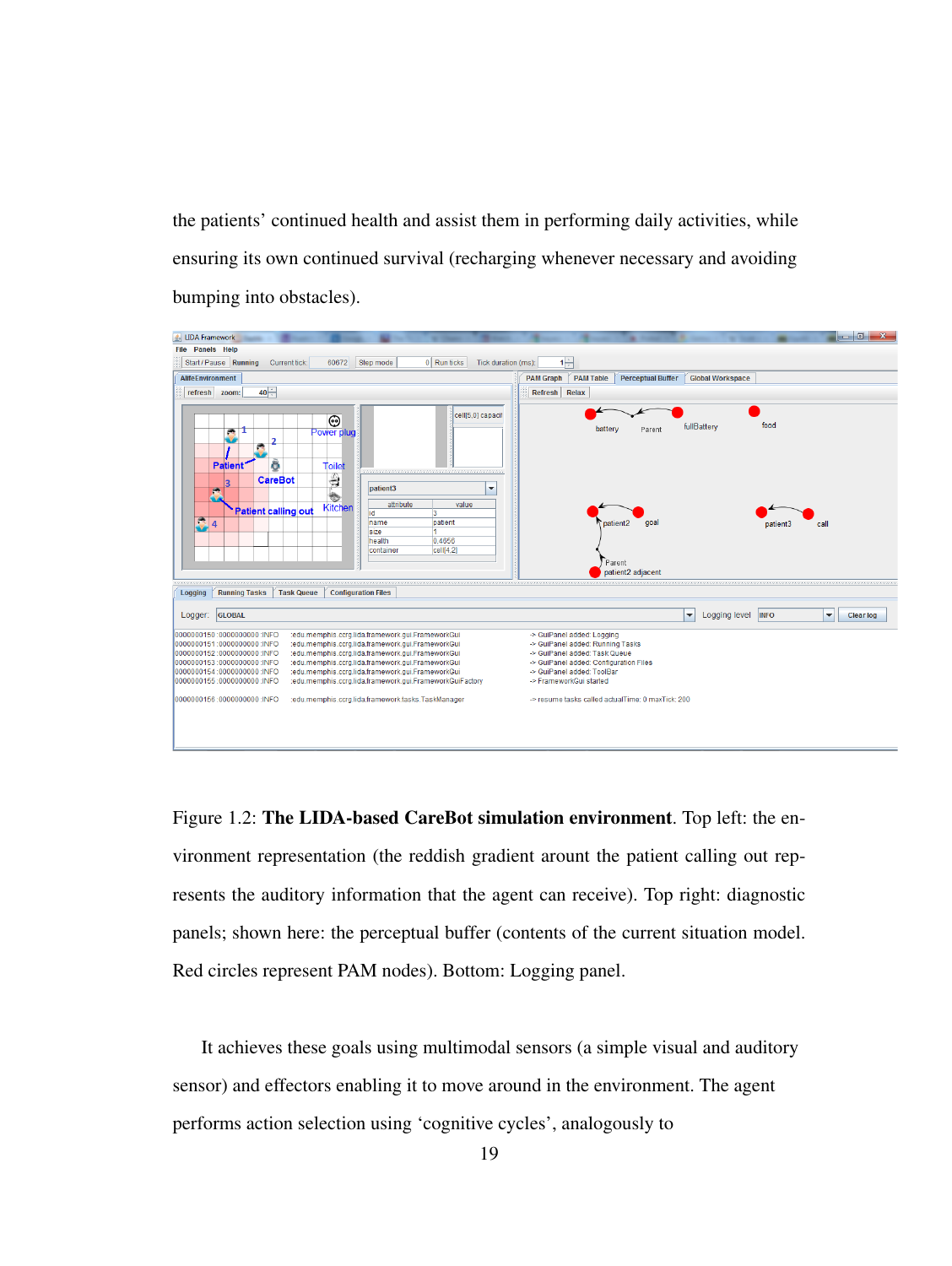the patients' continued health and assist them in performing daily activities, while ensuring its own continued survival (recharging whenever necessary and avoiding bumping into obstacles).

Figure 1.2: **The LIDA-based CareBot simulation environment**. Top left: the environment representation (the reddish gradient arount the patient calling out represents the auditory information that the agent can receive). Top right: diagnostic panels; shown here: the perceptual buffer (contents of the current situation model. Red circles represent PAM nodes). Bottom: Logging panel.

It achieves these goals using multimodal sensors (a simple visual and auditory sensor) and effectors enabling it to move around in the environment. The agent performs action selection using 'cognitive cycles', analogously to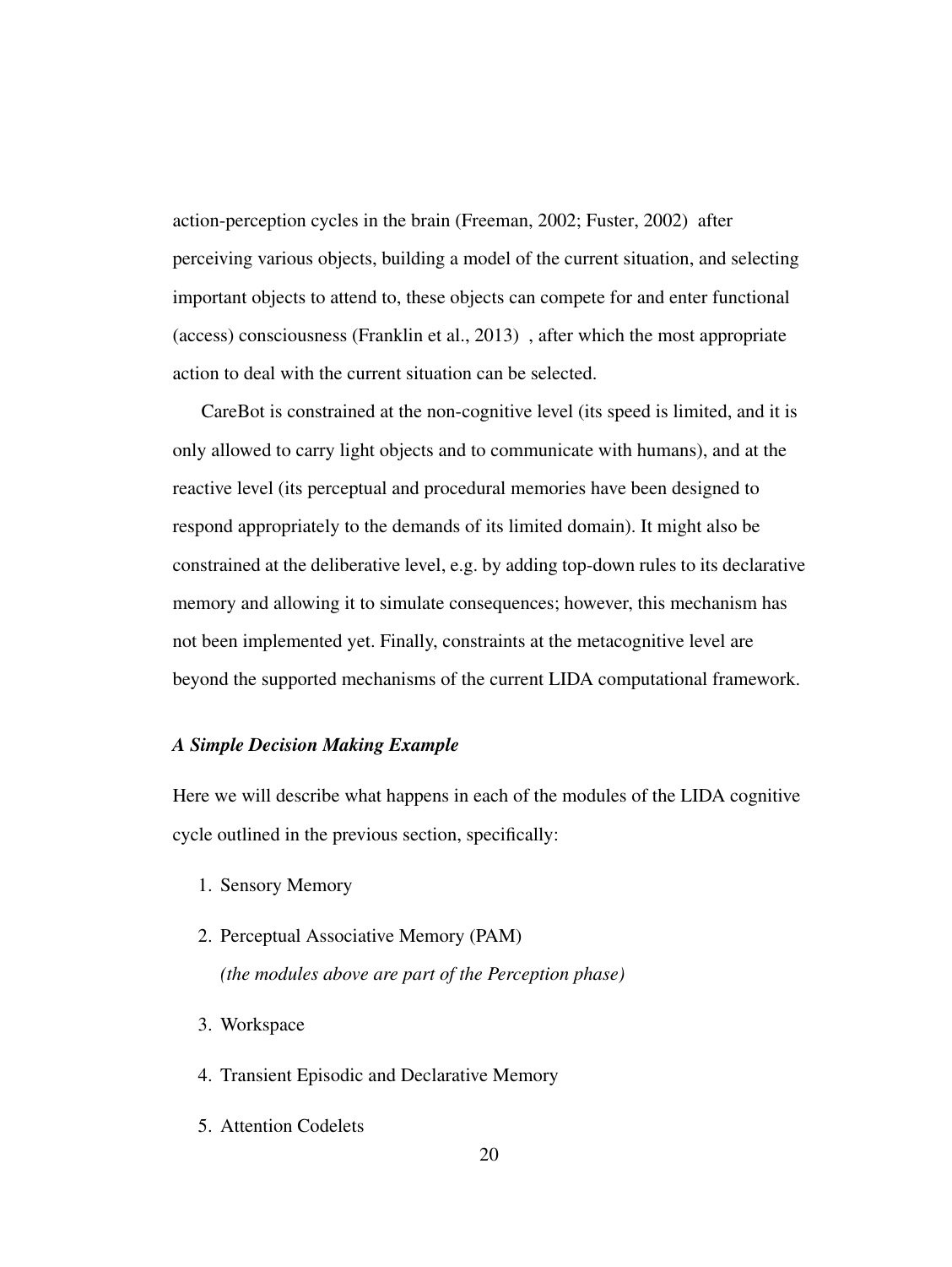action-perception cycles in the brain (Freeman, 2002; Fuster, 2002) after perceiving various objects, building a model of the current situation, and selecting important objects to attend to, these objects can compete for and enter functional (access) consciousness (Franklin et al., 2013) , after which the most appropriate action to deal with the current situation can be selected.

CareBot is constrained at the non-cognitive level (its speed is limited, and it is only allowed to carry light objects and to communicate with humans), and at the reactive level (its perceptual and procedural memories have been designed to respond appropriately to the demands of its limited domain). It might also be constrained at the deliberative level, e.g. by adding top-down rules to its declarative memory and allowing it to simulate consequences; however, this mechanism has not been implemented yet. Finally, constraints at the metacognitive level are beyond the supported mechanisms of the current LIDA computational framework.

### *A Simple Decision Making Example*

Here we will describe what happens in each of the modules of the LIDA cognitive cycle outlined in the previous section, specifically:

1. Sensory Memory
2. Perceptual Associative Memory (PAM)
   *(the modules above are part of the Perception phase)*
3. Workspace
4. Transient Episodic and Declarative Memory
5. Attention Codelets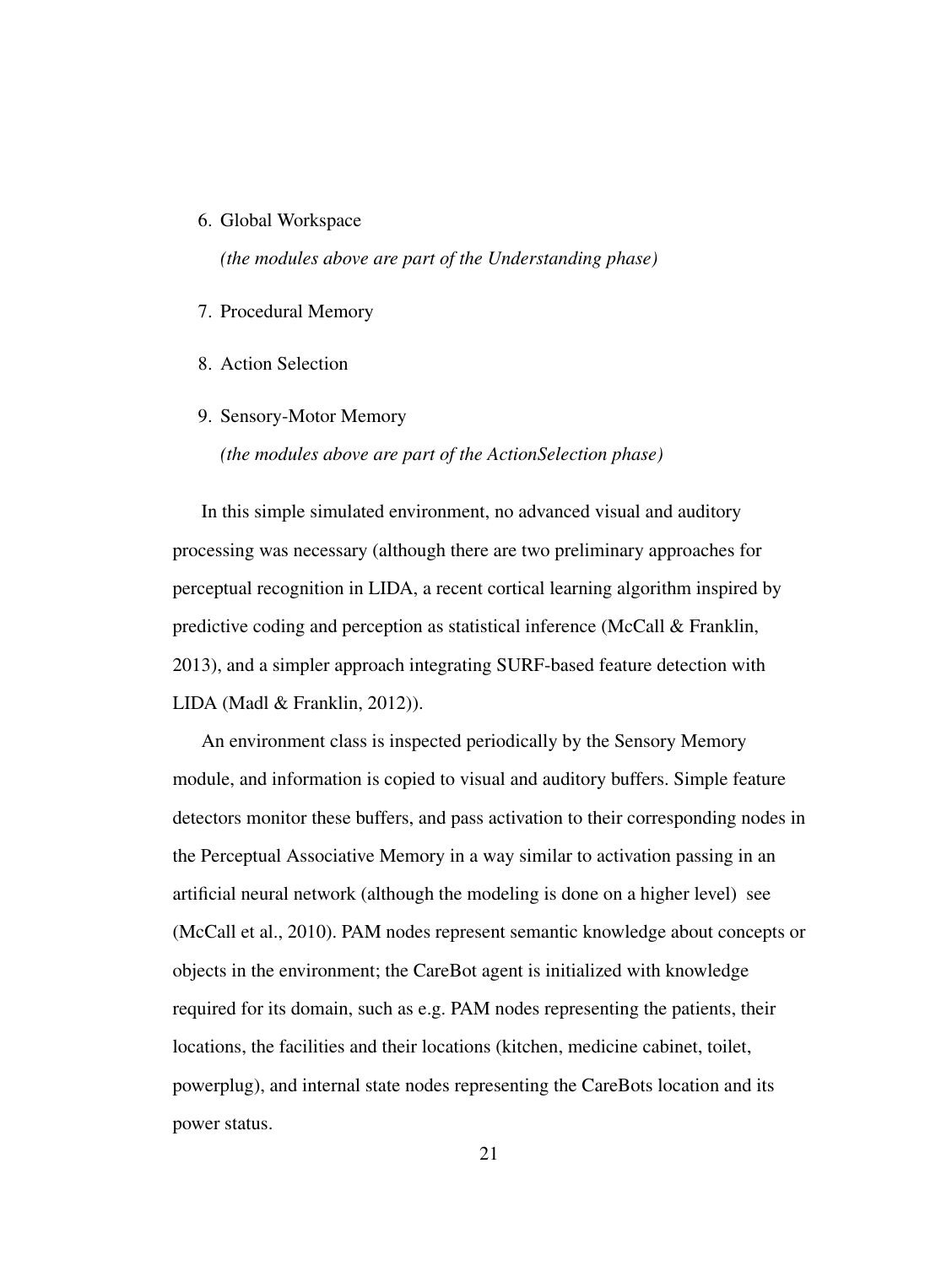6. Global Workspace

   *(the modules above are part of the Understanding phase)*

7. Procedural Memory

8. Action Selection

9. Sensory-Motor Memory

   *(the modules above are part of the ActionSelection phase)*

In this simple simulated environment, no advanced visual and auditory processing was necessary (although there are two preliminary approaches for perceptual recognition in LIDA, a recent cortical learning algorithm inspired by predictive coding and perception as statistical inference (McCall & Franklin, 2013), and a simpler approach integrating SURF-based feature detection with LIDA (Madl & Franklin, 2012)).

An environment class is inspected periodically by the Sensory Memory module, and information is copied to visual and auditory buffers. Simple feature detectors monitor these buffers, and pass activation to their corresponding nodes in the Perceptual Associative Memory in a way similar to activation passing in an artificial neural network (although the modeling is done on a higher level) see (McCall et al., 2010). PAM nodes represent semantic knowledge about concepts or objects in the environment; the CareBot agent is initialized with knowledge required for its domain, such as e.g. PAM nodes representing the patients, their locations, the facilities and their locations (kitchen, medicine cabinet, toilet, powerplug), and internal state nodes representing the CareBots location and its power status.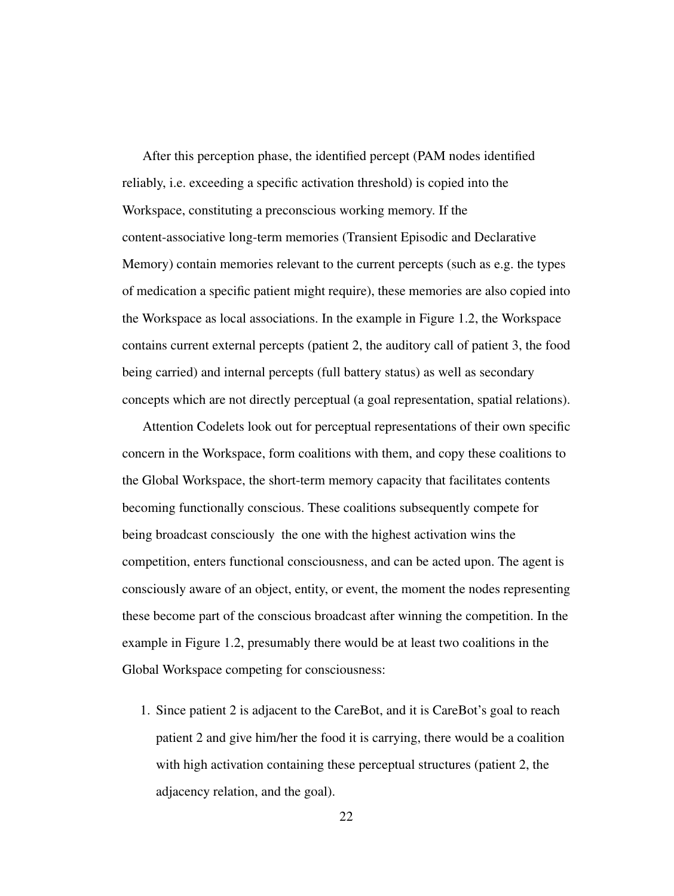After this perception phase, the identified percept (PAM nodes identified reliably, i.e. exceeding a specific activation threshold) is copied into the Workspace, constituting a preconscious working memory. If the content-associative long-term memories (Transient Episodic and Declarative Memory) contain memories relevant to the current percepts (such as e.g. the types of medication a specific patient might require), these memories are also copied into the Workspace as local associations. In the example in Figure 1.2, the Workspace contains current external percepts (patient 2, the auditory call of patient 3, the food being carried) and internal percepts (full battery status) as well as secondary concepts which are not directly perceptual (a goal representation, spatial relations).

Attention Codelets look out for perceptual representations of their own specific concern in the Workspace, form coalitions with them, and copy these coalitions to the Global Workspace, the short-term memory capacity that facilitates contents becoming functionally conscious. These coalitions subsequently compete for being broadcast consciously  the one with the highest activation wins the competition, enters functional consciousness, and can be acted upon. The agent is consciously aware of an object, entity, or event, the moment the nodes representing these become part of the conscious broadcast after winning the competition. In the example in Figure 1.2, presumably there would be at least two coalitions in the Global Workspace competing for consciousness:

1. Since patient 2 is adjacent to the CareBot, and it is CareBot's goal to reach patient 2 and give him/her the food it is carrying, there would be a coalition with high activation containing these perceptual structures (patient 2, the adjacency relation, and the goal).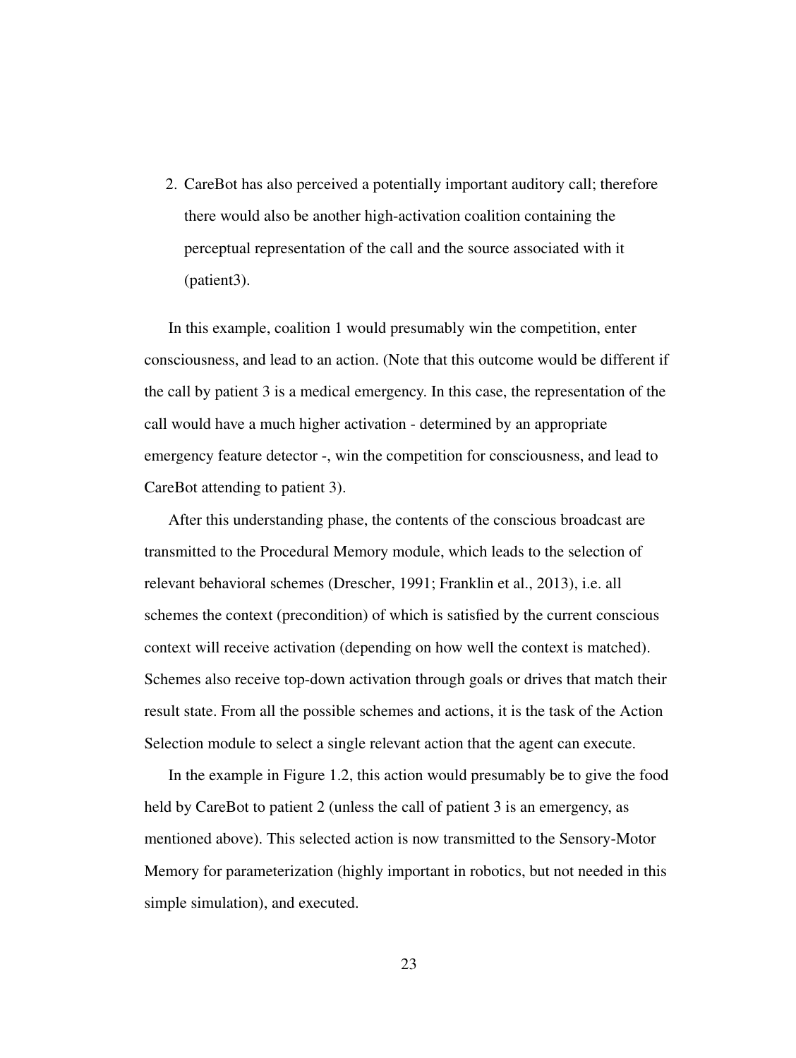2. CareBot has also perceived a potentially important auditory call; therefore there would also be another high-activation coalition containing the perceptual representation of the call and the source associated with it (patient3).

In this example, coalition 1 would presumably win the competition, enter consciousness, and lead to an action. (Note that this outcome would be different if the call by patient 3 is a medical emergency. In this case, the representation of the call would have a much higher activation - determined by an appropriate emergency feature detector -, win the competition for consciousness, and lead to CareBot attending to patient 3).

After this understanding phase, the contents of the conscious broadcast are transmitted to the Procedural Memory module, which leads to the selection of relevant behavioral schemes (Drescher, 1991; Franklin et al., 2013), i.e. all schemes the context (precondition) of which is satisfied by the current conscious context will receive activation (depending on how well the context is matched). Schemes also receive top-down activation through goals or drives that match their result state. From all the possible schemes and actions, it is the task of the Action Selection module to select a single relevant action that the agent can execute.

In the example in Figure 1.2, this action would presumably be to give the food held by CareBot to patient 2 (unless the call of patient 3 is an emergency, as mentioned above). This selected action is now transmitted to the Sensory-Motor Memory for parameterization (highly important in robotics, but not needed in this simple simulation), and executed.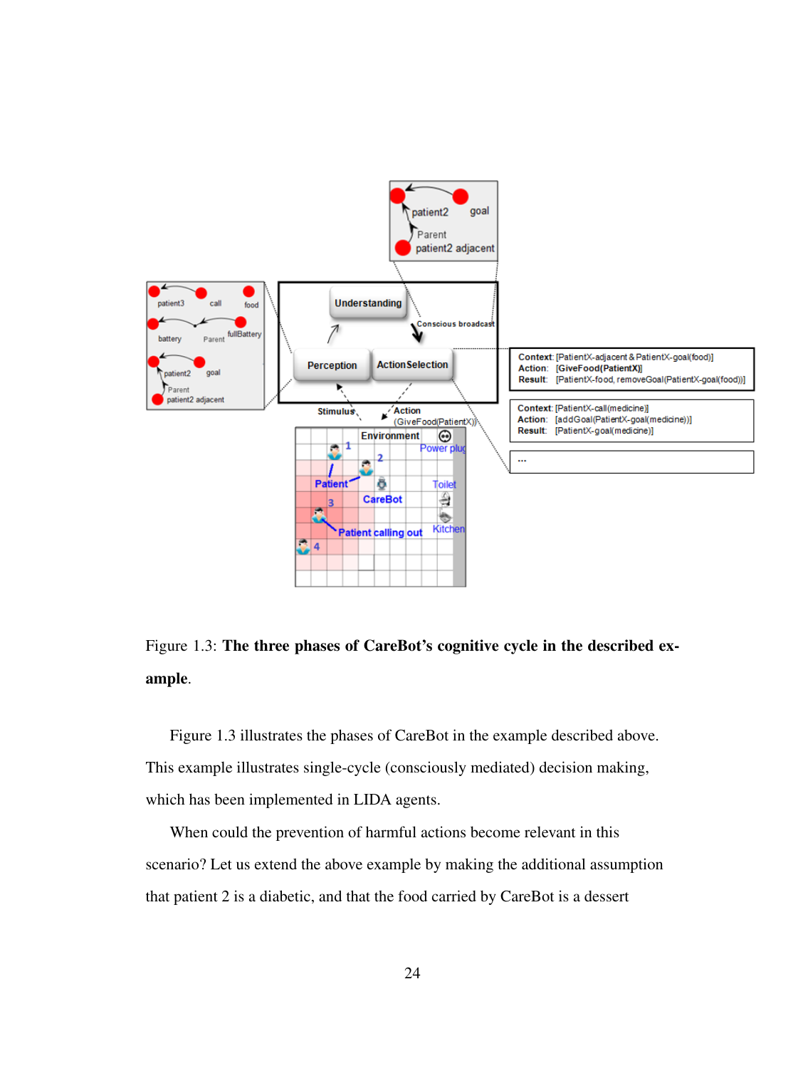Figure 1.3: **The three phases of CareBot's cognitive cycle in the described example**.

Figure 1.3 illustrates the phases of CareBot in the example described above. This example illustrates single-cycle (consciously mediated) decision making, which has been implemented in LIDA agents.

When could the prevention of harmful actions become relevant in this scenario? Let us extend the above example by making the additional assumption that patient 2 is a diabetic, and that the food carried by CareBot is a dessert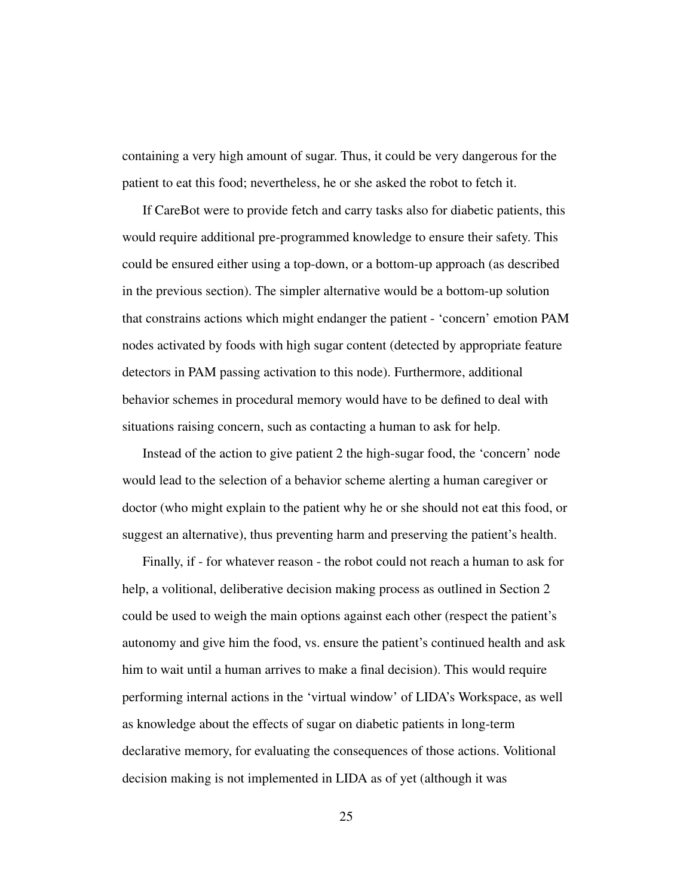containing a very high amount of sugar. Thus, it could be very dangerous for the patient to eat this food; nevertheless, he or she asked the robot to fetch it.

If CareBot were to provide fetch and carry tasks also for diabetic patients, this would require additional pre-programmed knowledge to ensure their safety. This could be ensured either using a top-down, or a bottom-up approach (as described in the previous section). The simpler alternative would be a bottom-up solution that constrains actions which might endanger the patient - ‘concern’ emotion PAM nodes activated by foods with high sugar content (detected by appropriate feature detectors in PAM passing activation to this node). Furthermore, additional behavior schemes in procedural memory would have to be defined to deal with situations raising concern, such as contacting a human to ask for help.

Instead of the action to give patient 2 the high-sugar food, the ‘concern’ node would lead to the selection of a behavior scheme alerting a human caregiver or doctor (who might explain to the patient why he or she should not eat this food, or suggest an alternative), thus preventing harm and preserving the patient’s health.

Finally, if - for whatever reason - the robot could not reach a human to ask for help, a volitional, deliberative decision making process as outlined in Section 2 could be used to weigh the main options against each other (respect the patient’s autonomy and give him the food, vs. ensure the patient’s continued health and ask him to wait until a human arrives to make a final decision). This would require performing internal actions in the ‘virtual window’ of LIDA’s Workspace, as well as knowledge about the effects of sugar on diabetic patients in long-term declarative memory, for evaluating the consequences of those actions. Volitional decision making is not implemented in LIDA as of yet (although it was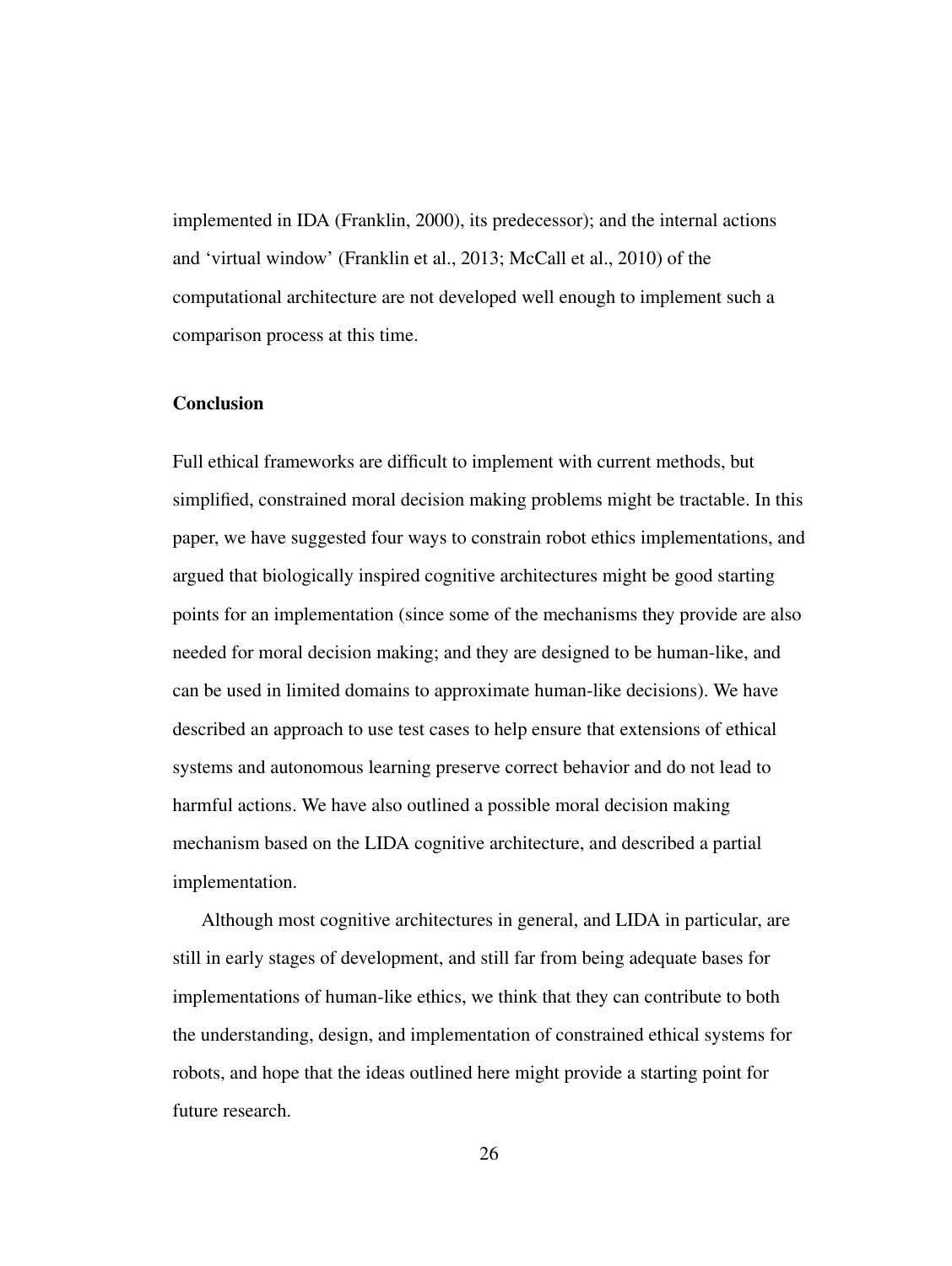implemented in IDA (Franklin, 2000), its predecessor); and the internal actions and 'virtual window' (Franklin et al., 2013; McCall et al., 2010) of the computational architecture are not developed well enough to implement such a comparison process at this time.

## Conclusion

Full ethical frameworks are difficult to implement with current methods, but simplified, constrained moral decision making problems might be tractable. In this paper, we have suggested four ways to constrain robot ethics implementations, and argued that biologically inspired cognitive architectures might be good starting points for an implementation (since some of the mechanisms they provide are also needed for moral decision making; and they are designed to be human-like, and can be used in limited domains to approximate human-like decisions). We have described an approach to use test cases to help ensure that extensions of ethical systems and autonomous learning preserve correct behavior and do not lead to harmful actions. We have also outlined a possible moral decision making mechanism based on the LIDA cognitive architecture, and described a partial implementation.

Although most cognitive architectures in general, and LIDA in particular, are still in early stages of development, and still far from being adequate bases for implementations of human-like ethics, we think that they can contribute to both the understanding, design, and implementation of constrained ethical systems for robots, and hope that the ideas outlined here might provide a starting point for future research.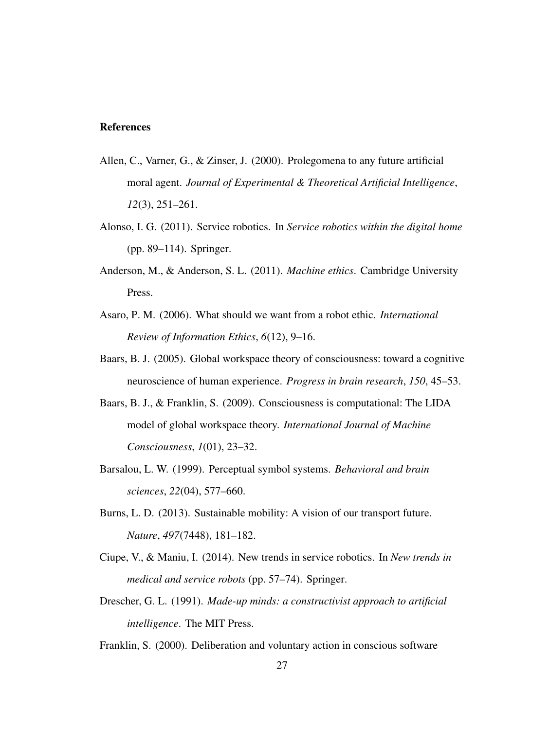## References

Allen, C., Varner, G., & Zinser, J. (2000). Prolegomena to any future artificial moral agent. *Journal of Experimental & Theoretical Artificial Intelligence*, *12*(3), 251–261.

Alonso, I. G. (2011). Service robotics. In *Service robotics within the digital home* (pp. 89–114). Springer.

Anderson, M., & Anderson, S. L. (2011). *Machine ethics*. Cambridge University Press.

Asaro, P. M. (2006). What should we want from a robot ethic. *International Review of Information Ethics*, *6*(12), 9–16.

Baars, B. J. (2005). Global workspace theory of consciousness: toward a cognitive neuroscience of human experience. *Progress in brain research*, *150*, 45–53.

Baars, B. J., & Franklin, S. (2009). Consciousness is computational: The LIDA model of global workspace theory. *International Journal of Machine Consciousness*, *1*(01), 23–32.

Barsalou, L. W. (1999). Perceptual symbol systems. *Behavioral and brain sciences*, *22*(04), 577–660.

Burns, L. D. (2013). Sustainable mobility: A vision of our transport future. *Nature*, *497*(7448), 181–182.

Ciupe, V., & Maniu, I. (2014). New trends in service robotics. In *New trends in medical and service robots* (pp. 57–74). Springer.

Drescher, G. L. (1991). *Made-up minds: a constructivist approach to artificial intelligence*. The MIT Press.

Franklin, S. (2000). Deliberation and voluntary action in conscious software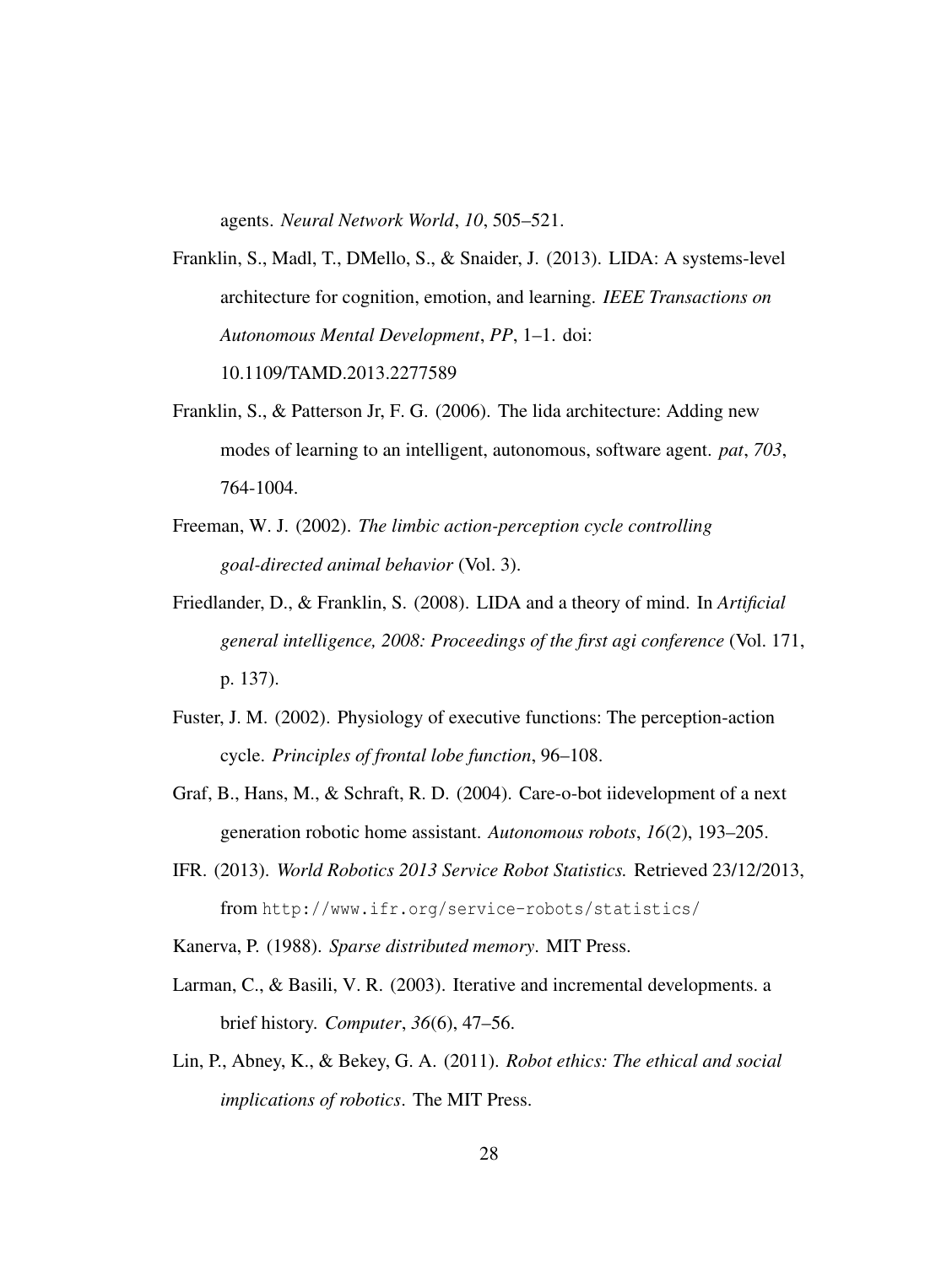agents. *Neural Network World*, *10*, 505–521.

Franklin, S., Madl, T., DMello, S., & Snaider, J. (2013). LIDA: A systems-level architecture for cognition, emotion, and learning. *IEEE Transactions on Autonomous Mental Development*, *PP*, 1–1. doi: 10.1109/TAMD.2013.2277589

Franklin, S., & Patterson Jr, F. G. (2006). The lida architecture: Adding new modes of learning to an intelligent, autonomous, software agent. *pat*, *703*, 764-1004.

Freeman, W. J. (2002). *The limbic action-perception cycle controlling goal-directed animal behavior* (Vol. 3).

Friedlander, D., & Franklin, S. (2008). LIDA and a theory of mind. In *Artificial general intelligence, 2008: Proceedings of the first agi conference* (Vol. 171, p. 137).

Fuster, J. M. (2002). Physiology of executive functions: The perception-action cycle. *Principles of frontal lobe function*, 96–108.

Graf, B., Hans, M., & Schraft, R. D. (2004). Care-o-bot iidevelopment of a next generation robotic home assistant. *Autonomous robots*, *16*(2), 193–205.

IFR. (2013). *World Robotics 2013 Service Robot Statistics.* Retrieved 23/12/2013, from `http://www.ifr.org/service-robots/statistics/`

Kanerva, P. (1988). *Sparse distributed memory*. MIT Press.

Larman, C., & Basili, V. R. (2003). Iterative and incremental developments. a brief history. *Computer*, *36*(6), 47–56.

Lin, P., Abney, K., & Bekey, G. A. (2011). *Robot ethics: The ethical and social implications of robotics*. The MIT Press.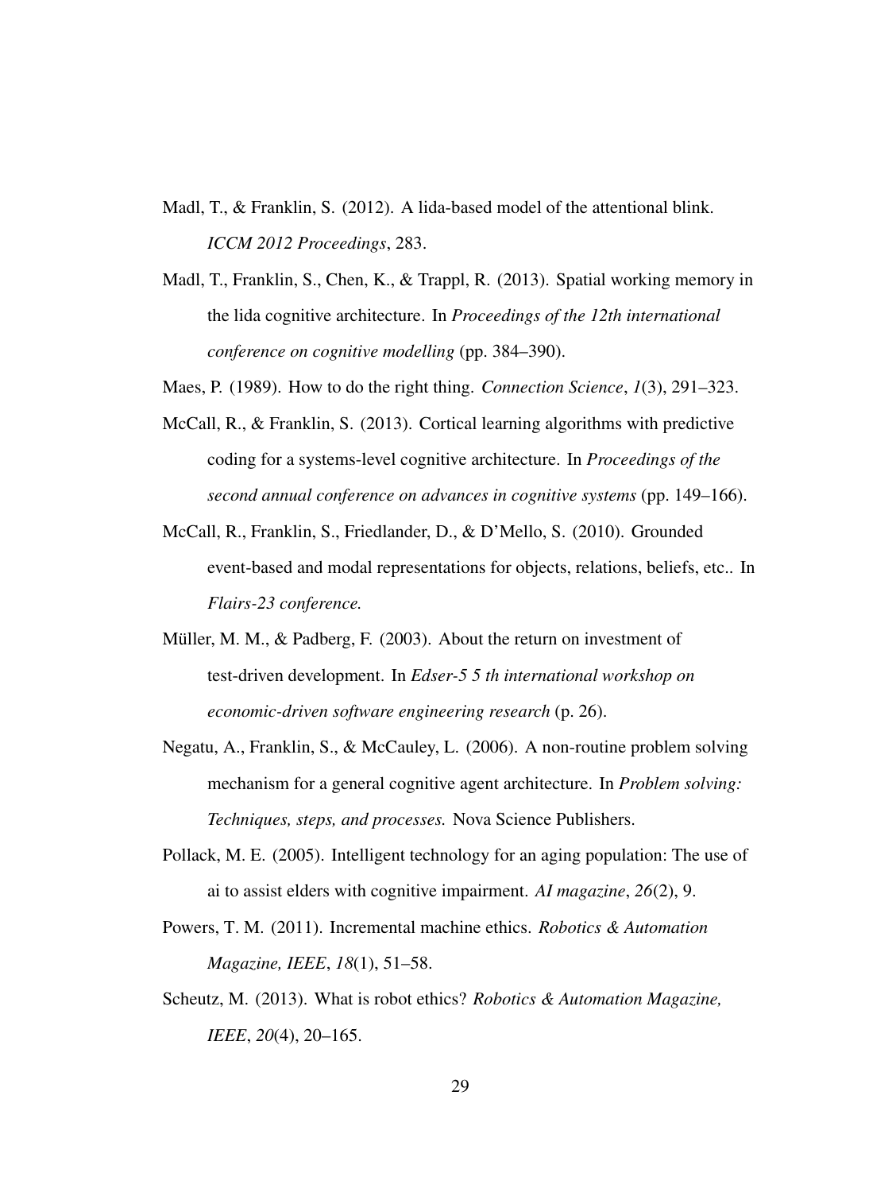Madl, T., & Franklin, S. (2012). A lida-based model of the attentional blink. *ICCM 2012 Proceedings*, 283.

Madl, T., Franklin, S., Chen, K., & Trappl, R. (2013). Spatial working memory in the lida cognitive architecture. In *Proceedings of the 12th international conference on cognitive modelling* (pp. 384–390).

Maes, P. (1989). How to do the right thing. *Connection Science*, *1*(3), 291–323.

McCall, R., & Franklin, S. (2013). Cortical learning algorithms with predictive coding for a systems-level cognitive architecture. In *Proceedings of the second annual conference on advances in cognitive systems* (pp. 149–166).

McCall, R., Franklin, S., Friedlander, D., & D'Mello, S. (2010). Grounded event-based and modal representations for objects, relations, beliefs, etc.. In *Flairs-23 conference.*

Müller, M. M., & Padberg, F. (2003). About the return on investment of test-driven development. In *Edser-5 5 th international workshop on economic-driven software engineering research* (p. 26).

Negatu, A., Franklin, S., & McCauley, L. (2006). A non-routine problem solving mechanism for a general cognitive agent architecture. In *Problem solving: Techniques, steps, and processes.* Nova Science Publishers.

Pollack, M. E. (2005). Intelligent technology for an aging population: The use of ai to assist elders with cognitive impairment. *AI magazine*, *26*(2), 9.

Powers, T. M. (2011). Incremental machine ethics. *Robotics & Automation Magazine, IEEE*, *18*(1), 51–58.

Scheutz, M. (2013). What is robot ethics? *Robotics & Automation Magazine, IEEE*, *20*(4), 20–165.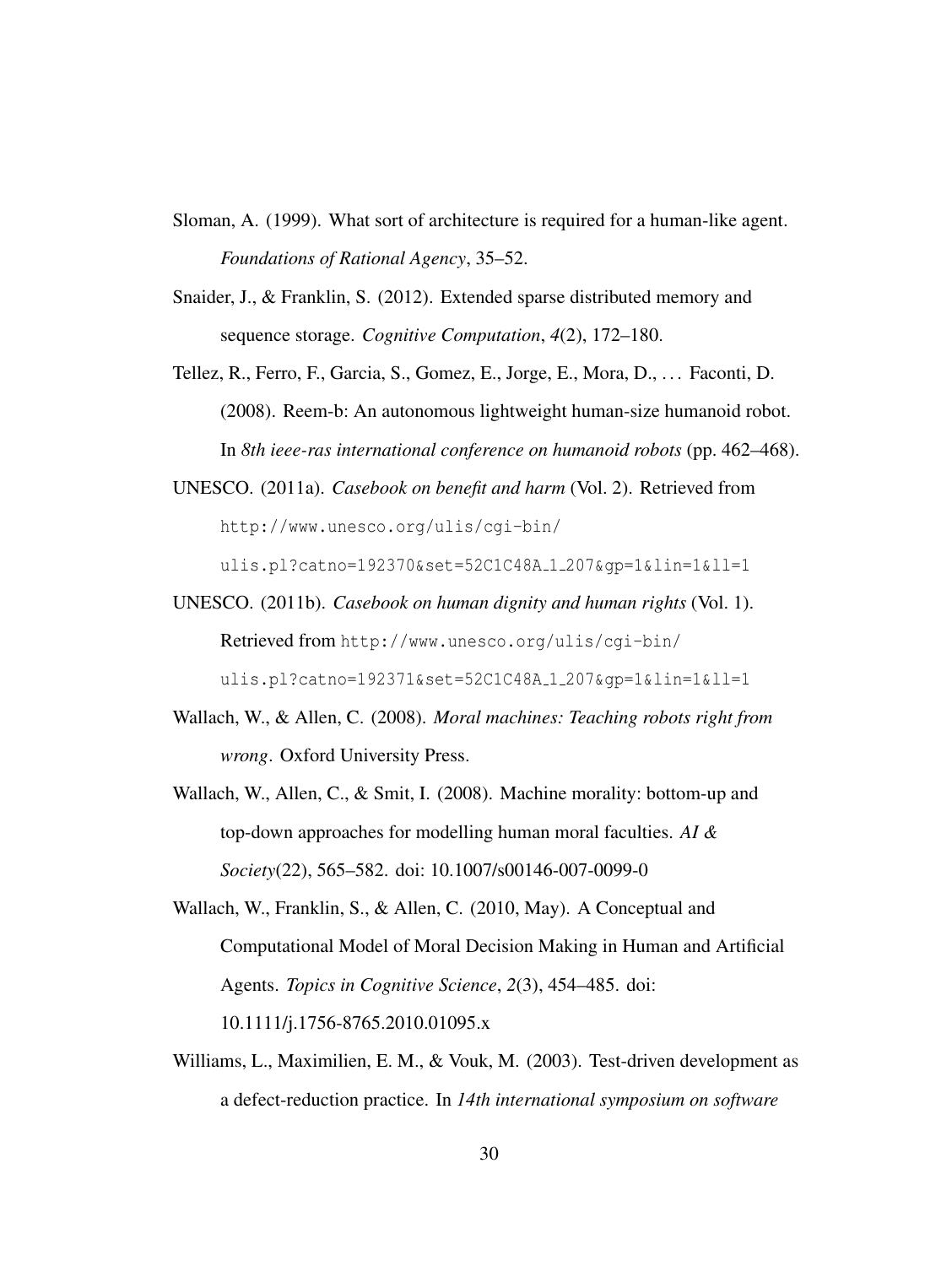Sloman, A. (1999). What sort of architecture is required for a human-like agent. *Foundations of Rational Agency*, 35–52.

Snaider, J., & Franklin, S. (2012). Extended sparse distributed memory and sequence storage. *Cognitive Computation*, *4*(2), 172–180.

Tellez, R., Ferro, F., Garcia, S., Gomez, E., Jorge, E., Mora, D., ... Faconti, D. (2008). Reem-b: An autonomous lightweight human-size humanoid robot. In *8th ieee-ras international conference on humanoid robots* (pp. 462–468).

UNESCO. (2011a). *Casebook on benefit and harm* (Vol. 2). Retrieved from http://www.unesco.org/ulis/cgi-bin/ulis.pl?catno=192370&set=52C1C48A_1_207&gp=1&lin=1&ll=1

UNESCO. (2011b). *Casebook on human dignity and human rights* (Vol. 1). Retrieved from http://www.unesco.org/ulis/cgi-bin/ulis.pl?catno=192371&set=52C1C48A_1_207&gp=1&lin=1&ll=1

Wallach, W., & Allen, C. (2008). *Moral machines: Teaching robots right from wrong*. Oxford University Press.

Wallach, W., Allen, C., & Smit, I. (2008). Machine morality: bottom-up and top-down approaches for modelling human moral faculties. *AI & Society*(22), 565–582. doi: 10.1007/s00146-007-0099-0

Wallach, W., Franklin, S., & Allen, C. (2010, May). A Conceptual and Computational Model of Moral Decision Making in Human and Artificial Agents. *Topics in Cognitive Science*, *2*(3), 454–485. doi: 10.1111/j.1756-8765.2010.01095.x

Williams, L., Maximilien, E. M., & Vouk, M. (2003). Test-driven development as a defect-reduction practice. In *14th international symposium on software*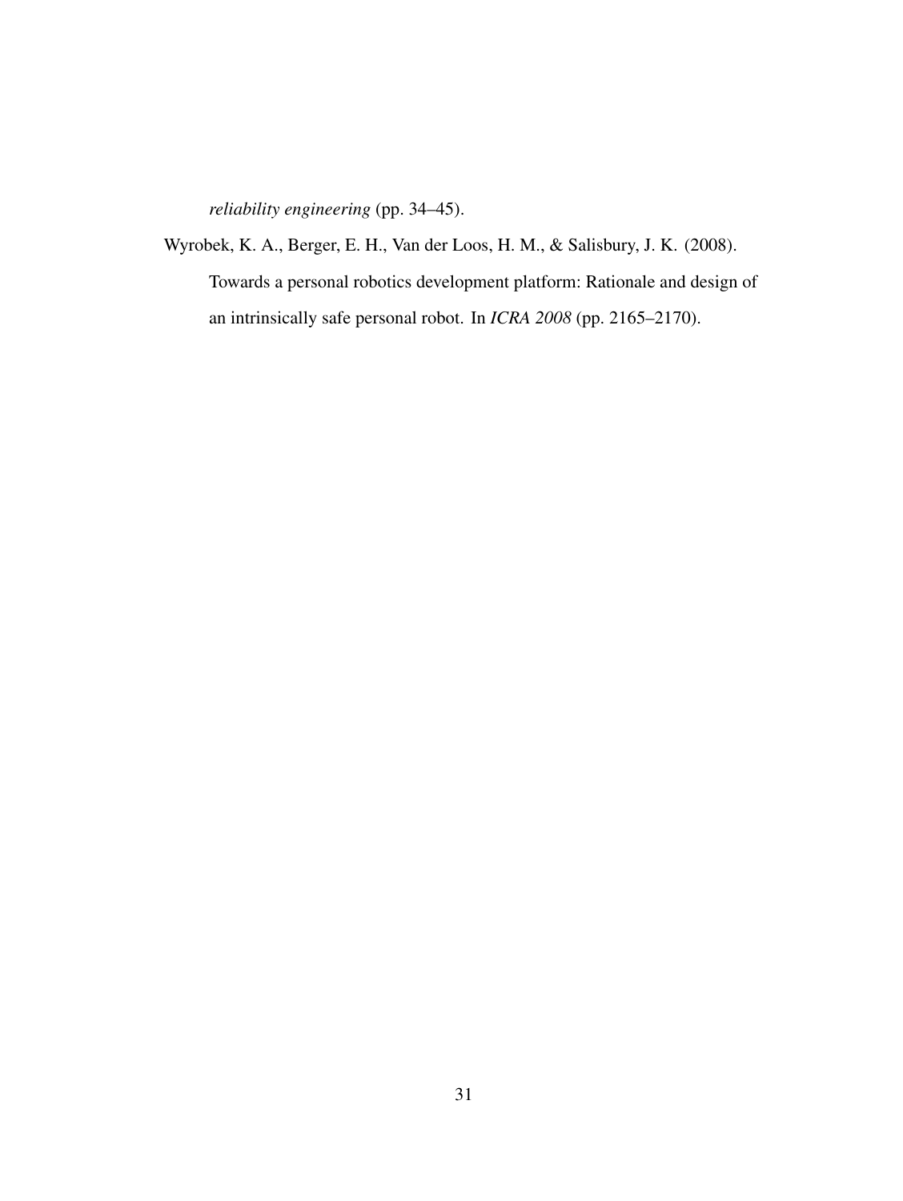*reliability engineering* (pp. 34–45).

Wyrobek, K. A., Berger, E. H., Van der Loos, H. M., & Salisbury, J. K. (2008). Towards a personal robotics development platform: Rationale and design of an intrinsically safe personal robot. In *ICRA 2008* (pp. 2165–2170).